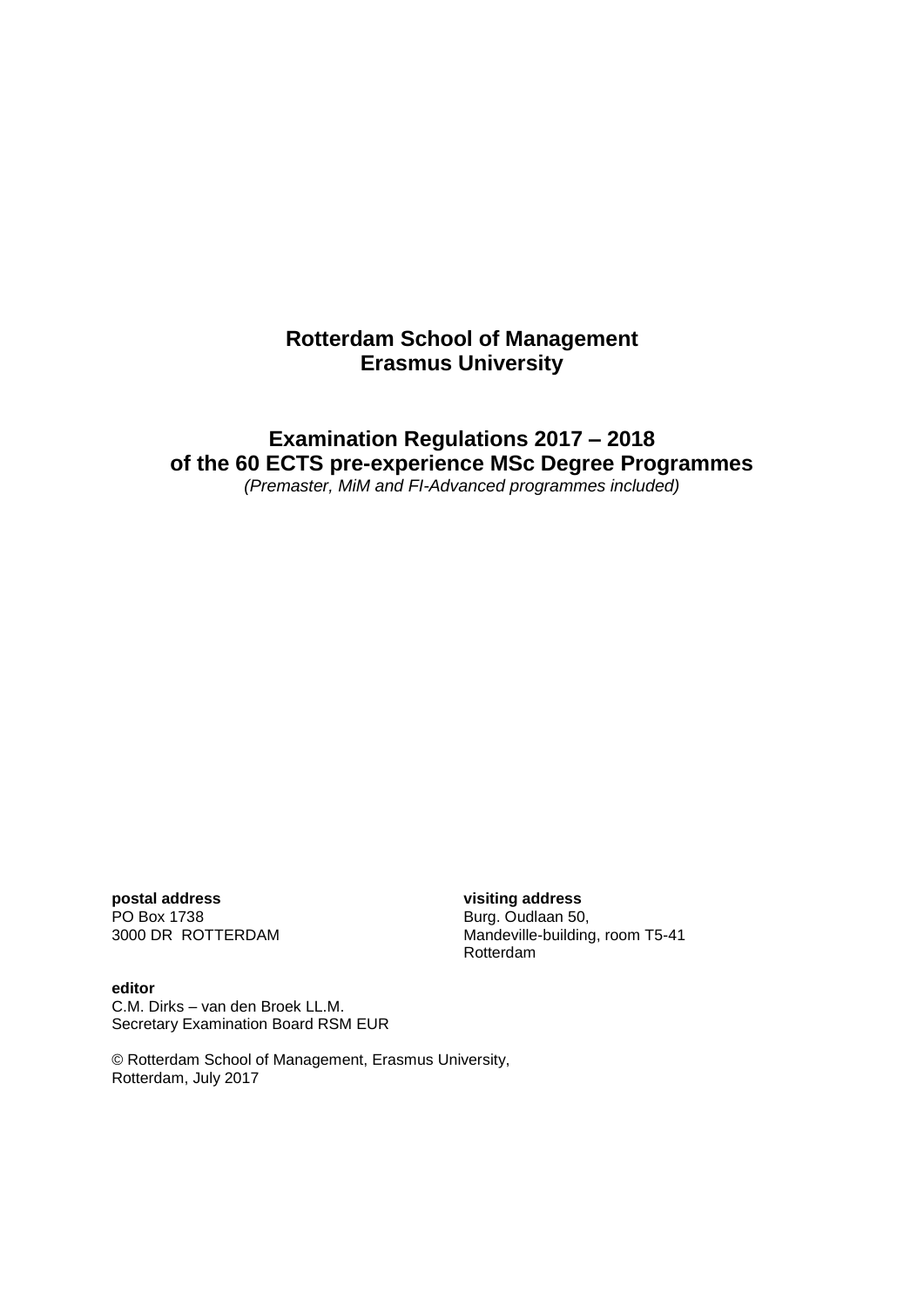**Rotterdam School of Management**
**Erasmus University**

# Examination Regulations 2017 – 2018 of the 60 ECTS pre-experience MSc Degree Programmes

*(Premaster, MiM and FI-Advanced programmes included)*

**postal address**
PO Box 1738
3000 DR ROTTERDAM

**visiting address**
Burg. Oudlaan 50,
Mandeville-building, room T5-41
Rotterdam

**editor**
C.M. Dirks – van den Broek LL.M.
Secretary Examination Board RSM EUR

© Rotterdam School of Management, Erasmus University,
Rotterdam, July 2017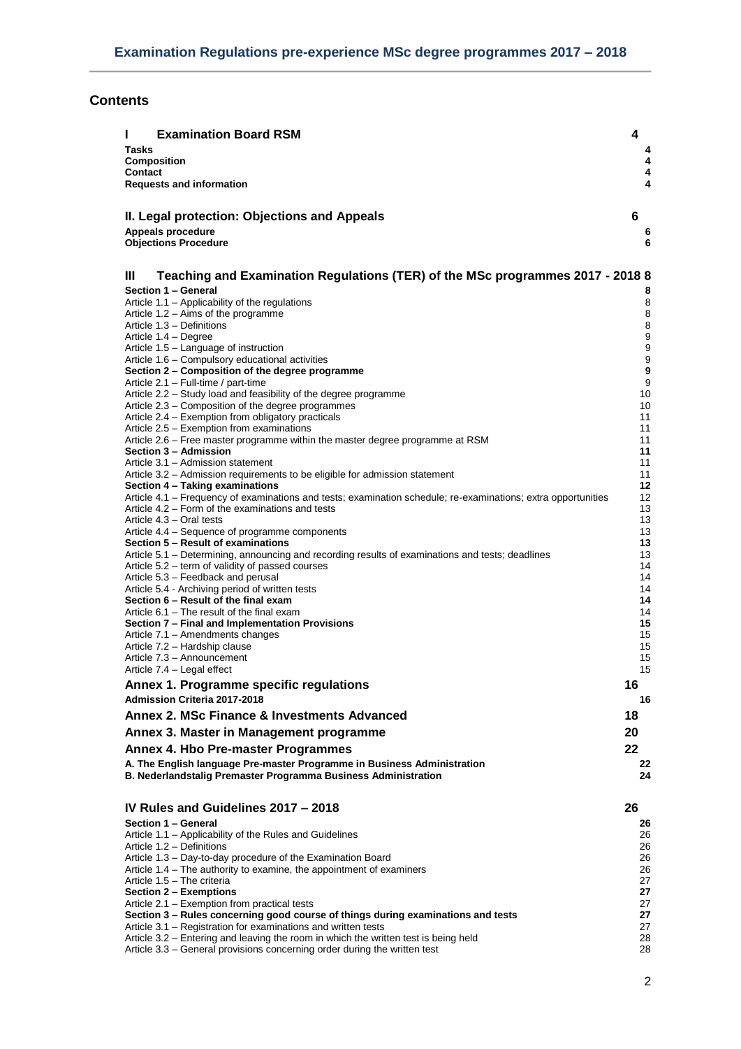## Contents

| | |
|---|---|
| **I Examination Board RSM** | **4** |
| **Tasks** | **4** |
| **Composition** | **4** |
| **Contact** | **4** |
| **Requests and information** | **4** |
| **II. Legal protection: Objections and Appeals** | **6** |
| **Appeals procedure** | **6** |
| **Objections Procedure** | **6** |
| **III Teaching and Examination Regulations (TER) of the MSc programmes 2017 - 2018** | **8** |
| **Section 1 – General** | **8** |
| Article 1.1 – Applicability of the regulations | 8 |
| Article 1.2 – Aims of the programme | 8 |
| Article 1.3 – Definitions | 8 |
| Article 1.4 – Degree | 9 |
| Article 1.5 – Language of instruction | 9 |
| Article 1.6 – Compulsory educational activities | 9 |
| **Section 2 – Composition of the degree programme** | **9** |
| Article 2.1 – Full-time / part-time | 9 |
| Article 2.2 – Study load and feasibility of the degree programme | 10 |
| Article 2.3 – Composition of the degree programmes | 10 |
| Article 2.4 – Exemption from obligatory practicals | 11 |
| Article 2.5 – Exemption from examinations | 11 |
| Article 2.6 – Free master programme within the master degree programme at RSM | 11 |
| **Section 3 – Admission** | **11** |
| Article 3.1 – Admission statement | 11 |
| Article 3.2 – Admission requirements to be eligible for admission statement | 11 |
| **Section 4 – Taking examinations** | **12** |
| Article 4.1 – Frequency of examinations and tests; examination schedule; re-examinations; extra opportunities | 12 |
| Article 4.2 – Form of the examinations and tests | 13 |
| Article 4.3 – Oral tests | 13 |
| Article 4.4 – Sequence of programme components | 13 |
| **Section 5 – Result of examinations** | **13** |
| Article 5.1 – Determining, announcing and recording results of examinations and tests; deadlines | 13 |
| Article 5.2 – term of validity of passed courses | 14 |
| Article 5.3 – Feedback and perusal | 14 |
| Article 5.4 - Archiving period of written tests | 14 |
| **Section 6 – Result of the final exam** | **14** |
| Article 6.1 – The result of the final exam | 14 |
| **Section 7 – Final and Implementation Provisions** | **15** |
| Article 7.1 – Amendments changes | 15 |
| Article 7.2 – Hardship clause | 15 |
| Article 7.3 – Announcement | 15 |
| Article 7.4 – Legal effect | 15 |
| **Annex 1. Programme specific regulations** | **16** |
| **Admission Criteria 2017-2018** | **16** |
| **Annex 2. MSc Finance & Investments Advanced** | **18** |
| **Annex 3. Master in Management programme** | **20** |
| **Annex 4. Hbo Pre-master Programmes** | **22** |
| **A. The English language Pre-master Programme in Business Administration** | **22** |
| **B. Nederlandstalig Premaster Programma Business Administration** | **24** |
| **IV Rules and Guidelines 2017 – 2018** | **26** |
| **Section 1 – General** | **26** |
| Article 1.1 – Applicability of the Rules and Guidelines | 26 |
| Article 1.2 – Definitions | 26 |
| Article 1.3 – Day-to-day procedure of the Examination Board | 26 |
| Article 1.4 – The authority to examine, the appointment of examiners | 26 |
| Article 1.5 – The criteria | 27 |
| **Section 2 – Exemptions** | **27** |
| Article 2.1 – Exemption from practical tests | 27 |
| **Section 3 – Rules concerning good course of things during examinations and tests** | **27** |
| Article 3.1 – Registration for examinations and written tests | 27 |
| Article 3.2 – Entering and leaving the room in which the written test is being held | 28 |
| Article 3.3 – General provisions concerning order during the written test | 28 |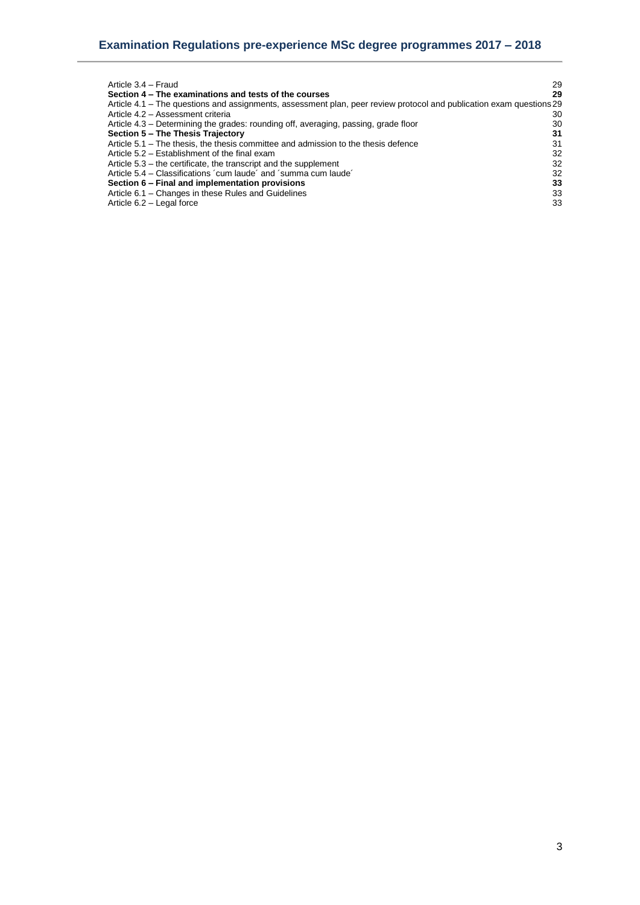Article 3.4 – Fraud 29
**Section 4 – The examinations and tests of the courses 29**
Article 4.1 – The questions and assignments, assessment plan, peer review protocol and publication exam questions 29
Article 4.2 – Assessment criteria 30
Article 4.3 – Determining the grades: rounding off, averaging, passing, grade floor 30
**Section 5 – The Thesis Trajectory 31**
Article 5.1 – The thesis, the thesis committee and admission to the thesis defence 31
Article 5.2 – Establishment of the final exam 32
Article 5.3 – the certificate, the transcript and the supplement 32
Article 5.4 – Classifications ´cum laude´ and ´summa cum laude´ 32
**Section 6 – Final and implementation provisions 33**
Article 6.1 – Changes in these Rules and Guidelines 33
Article 6.2 – Legal force 33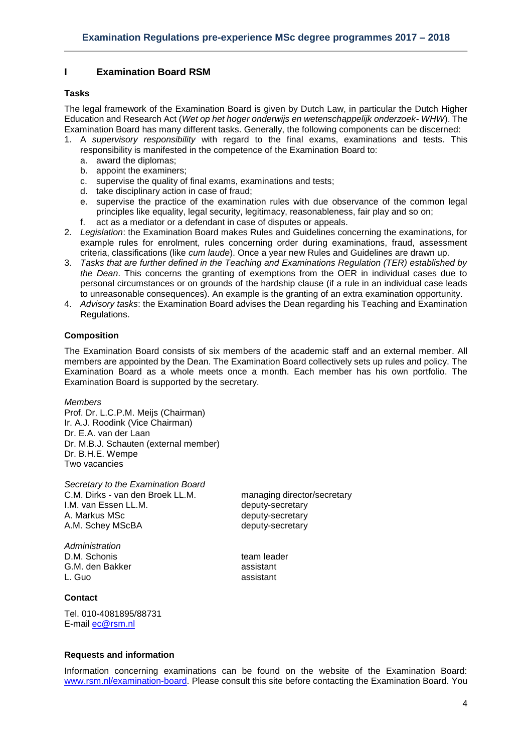## I Examination Board RSM

### Tasks

The legal framework of the Examination Board is given by Dutch Law, in particular the Dutch Higher Education and Research Act (*Wet op het hoger onderwijs en wetenschappelijk onderzoek- WHW*). The Examination Board has many different tasks. Generally, the following components can be discerned:

1. A *supervisory responsibility* with regard to the final exams, examinations and tests. This responsibility is manifested in the competence of the Examination Board to:
   a. award the diplomas;
   b. appoint the examiners;
   c. supervise the quality of final exams, examinations and tests;
   d. take disciplinary action in case of fraud;
   e. supervise the practice of the examination rules with due observance of the common legal principles like equality, legal security, legitimacy, reasonableness, fair play and so on;
   f. act as a mediator or a defendant in case of disputes or appeals.
2. *Legislation*: the Examination Board makes Rules and Guidelines concerning the examinations, for example rules for enrolment, rules concerning order during examinations, fraud, assessment criteria, classifications (like *cum laude*). Once a year new Rules and Guidelines are drawn up.
3. *Tasks that are further defined in the Teaching and Examinations Regulation (TER) established by the Dean*. This concerns the granting of exemptions from the OER in individual cases due to personal circumstances or on grounds of the hardship clause (if a rule in an individual case leads to unreasonable consequences). An example is the granting of an extra examination opportunity.
4. *Advisory tasks*: the Examination Board advises the Dean regarding his Teaching and Examination Regulations.

### Composition

The Examination Board consists of six members of the academic staff and an external member. All members are appointed by the Dean. The Examination Board collectively sets up rules and policy. The Examination Board as a whole meets once a month. Each member has his own portfolio. The Examination Board is supported by the secretary.

*Members*
Prof. Dr. L.C.P.M. Meijs (Chairman)
Ir. A.J. Roodink (Vice Chairman)
Dr. E.A. van der Laan
Dr. M.B.J. Schauten (external member)
Dr. B.H.E. Wempe
Two vacancies

*Secretary to the Examination Board*

| | |
|---|---|
| C.M. Dirks - van den Broek LL.M. | managing director/secretary |
| I.M. van Essen LL.M. | deputy-secretary |
| A. Markus MSc | deputy-secretary |
| A.M. Schey MScBA | deputy-secretary |

*Administration*

| | |
|---|---|
| D.M. Schonis | team leader |
| G.M. den Bakker | assistant |
| L. Guo | assistant |

### Contact

Tel. 010-4081895/88731
E-mail ec@rsm.nl

### Requests and information

Information concerning examinations can be found on the website of the Examination Board: www.rsm.nl/examination-board. Please consult this site before contacting the Examination Board. You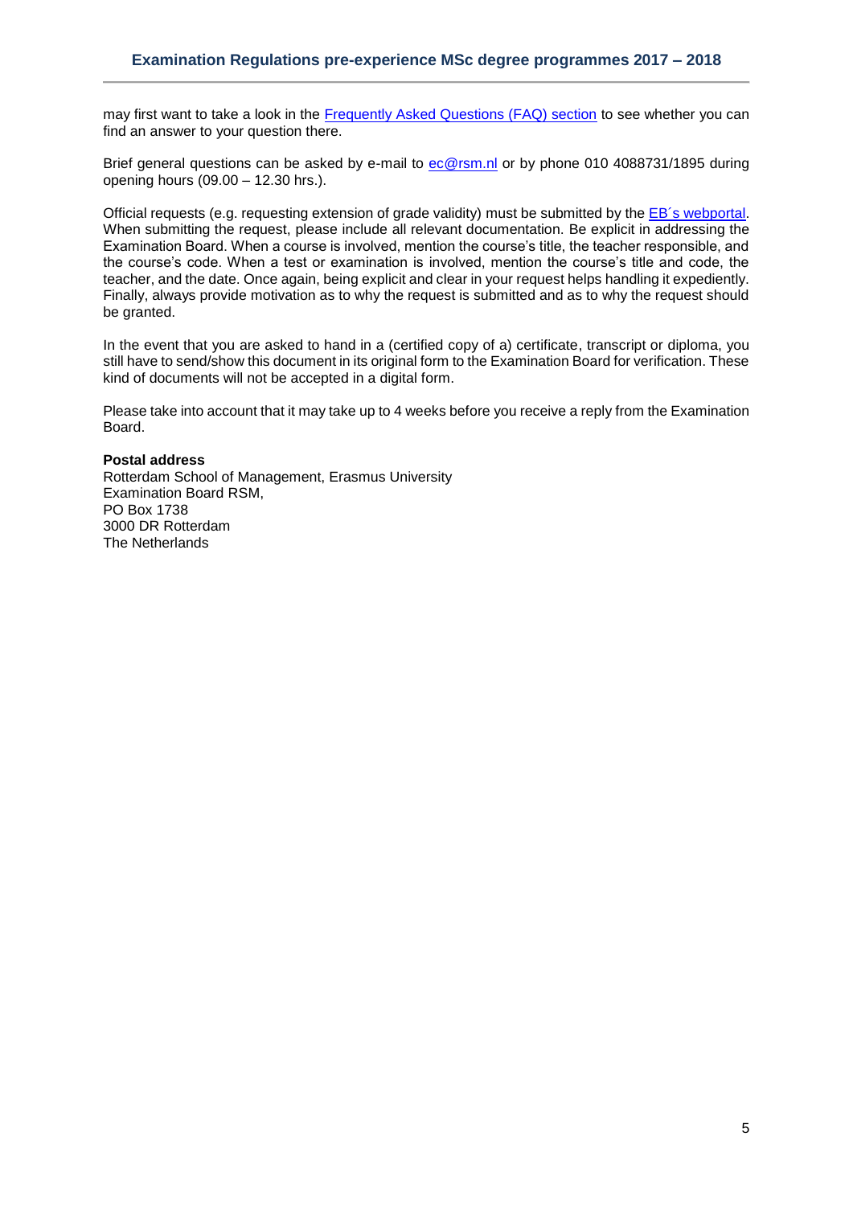may first want to take a look in the Frequently Asked Questions (FAQ) section to see whether you can find an answer to your question there.

Brief general questions can be asked by e-mail to ec@rsm.nl or by phone 010 4088731/1895 during opening hours (09.00 – 12.30 hrs.).

Official requests (e.g. requesting extension of grade validity) must be submitted by the EB´s webportal. When submitting the request, please include all relevant documentation. Be explicit in addressing the Examination Board. When a course is involved, mention the course's title, the teacher responsible, and the course's code. When a test or examination is involved, mention the course's title and code, the teacher, and the date. Once again, being explicit and clear in your request helps handling it expediently. Finally, always provide motivation as to why the request is submitted and as to why the request should be granted.

In the event that you are asked to hand in a (certified copy of a) certificate, transcript or diploma, you still have to send/show this document in its original form to the Examination Board for verification. These kind of documents will not be accepted in a digital form.

Please take into account that it may take up to 4 weeks before you receive a reply from the Examination Board.

**Postal address**
Rotterdam School of Management, Erasmus University
Examination Board RSM,
PO Box 1738
3000 DR Rotterdam
The Netherlands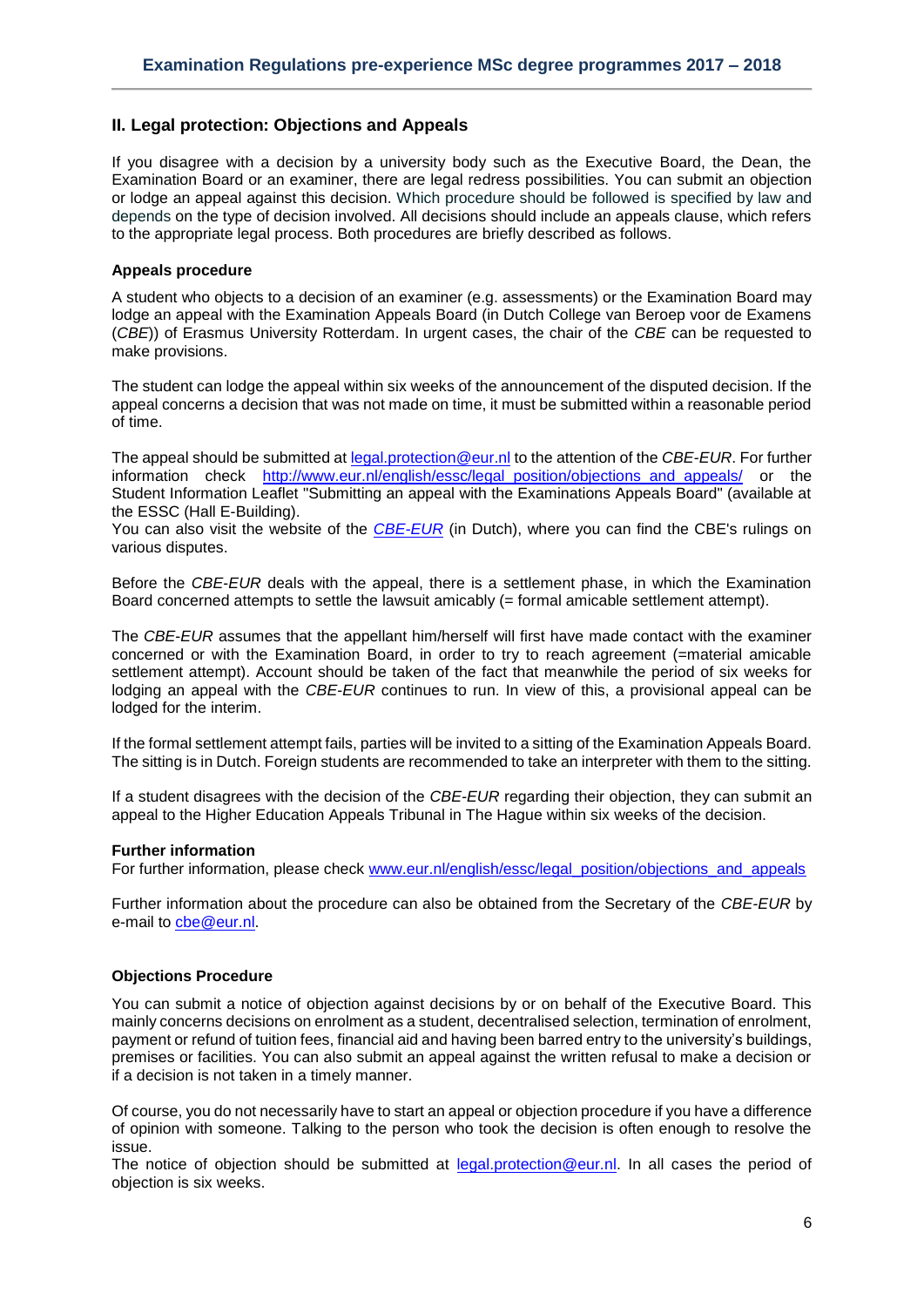## II. Legal protection: Objections and Appeals

If you disagree with a decision by a university body such as the Executive Board, the Dean, the Examination Board or an examiner, there are legal redress possibilities. You can submit an objection or lodge an appeal against this decision. Which procedure should be followed is specified by law and depends on the type of decision involved. All decisions should include an appeals clause, which refers to the appropriate legal process. Both procedures are briefly described as follows.

### Appeals procedure

A student who objects to a decision of an examiner (e.g. assessments) or the Examination Board may lodge an appeal with the Examination Appeals Board (in Dutch College van Beroep voor de Examens (*CBE*)) of Erasmus University Rotterdam. In urgent cases, the chair of the *CBE* can be requested to make provisions.

The student can lodge the appeal within six weeks of the announcement of the disputed decision. If the appeal concerns a decision that was not made on time, it must be submitted within a reasonable period of time.

The appeal should be submitted at legal.protection@eur.nl to the attention of the *CBE-EUR*. For further information check http://www.eur.nl/english/essc/legal_position/objections_and_appeals/ or the Student Information Leaflet "Submitting an appeal with the Examinations Appeals Board" (available at the ESSC (Hall E-Building).
You can also visit the website of the *CBE-EUR* (in Dutch), where you can find the CBE's rulings on various disputes.

Before the *CBE-EUR* deals with the appeal, there is a settlement phase, in which the Examination Board concerned attempts to settle the lawsuit amicably (= formal amicable settlement attempt).

The *CBE-EUR* assumes that the appellant him/herself will first have made contact with the examiner concerned or with the Examination Board, in order to try to reach agreement (=material amicable settlement attempt). Account should be taken of the fact that meanwhile the period of six weeks for lodging an appeal with the *CBE-EUR* continues to run. In view of this, a provisional appeal can be lodged for the interim.

If the formal settlement attempt fails, parties will be invited to a sitting of the Examination Appeals Board. The sitting is in Dutch. Foreign students are recommended to take an interpreter with them to the sitting.

If a student disagrees with the decision of the *CBE-EUR* regarding their objection, they can submit an appeal to the Higher Education Appeals Tribunal in The Hague within six weeks of the decision.

### Further information

For further information, please check www.eur.nl/english/essc/legal_position/objections_and_appeals

Further information about the procedure can also be obtained from the Secretary of the *CBE-EUR* by e-mail to cbe@eur.nl.

### Objections Procedure

You can submit a notice of objection against decisions by or on behalf of the Executive Board. This mainly concerns decisions on enrolment as a student, decentralised selection, termination of enrolment, payment or refund of tuition fees, financial aid and having been barred entry to the university's buildings, premises or facilities. You can also submit an appeal against the written refusal to make a decision or if a decision is not taken in a timely manner.

Of course, you do not necessarily have to start an appeal or objection procedure if you have a difference of opinion with someone. Talking to the person who took the decision is often enough to resolve the issue.
The notice of objection should be submitted at legal.protection@eur.nl. In all cases the period of objection is six weeks.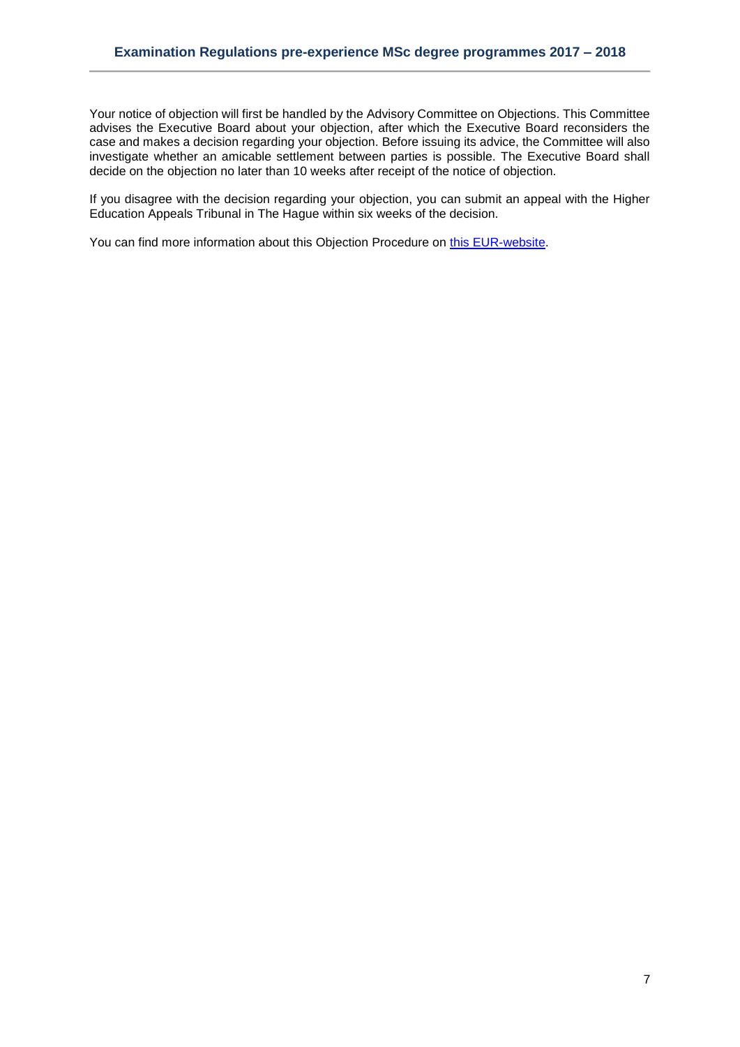Your notice of objection will first be handled by the Advisory Committee on Objections. This Committee advises the Executive Board about your objection, after which the Executive Board reconsiders the case and makes a decision regarding your objection. Before issuing its advice, the Committee will also investigate whether an amicable settlement between parties is possible. The Executive Board shall decide on the objection no later than 10 weeks after receipt of the notice of objection.

If you disagree with the decision regarding your objection, you can submit an appeal with the Higher Education Appeals Tribunal in The Hague within six weeks of the decision.

You can find more information about this Objection Procedure on this EUR-website.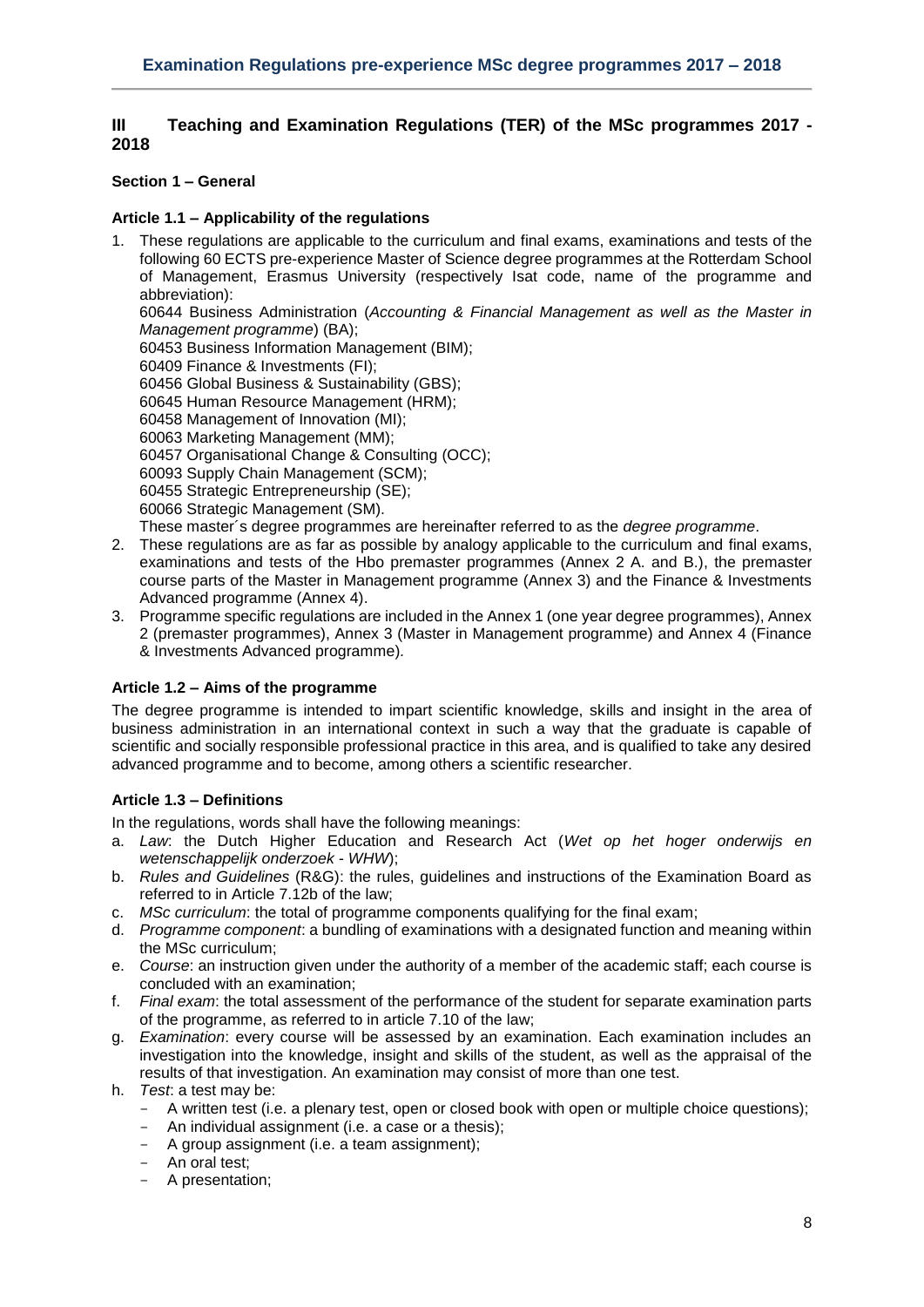# III Teaching and Examination Regulations (TER) of the MSc programmes 2017 - 2018

## Section 1 – General

### Article 1.1 – Applicability of the regulations

1. These regulations are applicable to the curriculum and final exams, examinations and tests of the following 60 ECTS pre-experience Master of Science degree programmes at the Rotterdam School of Management, Erasmus University (respectively Isat code, name of the programme and abbreviation):
   60644 Business Administration (*Accounting & Financial Management as well as the Master in Management programme*) (BA);
   60453 Business Information Management (BIM);
   60409 Finance & Investments (FI);
   60456 Global Business & Sustainability (GBS);
   60645 Human Resource Management (HRM);
   60458 Management of Innovation (MI);
   60063 Marketing Management (MM);
   60457 Organisational Change & Consulting (OCC);
   60093 Supply Chain Management (SCM);
   60455 Strategic Entrepreneurship (SE);
   60066 Strategic Management (SM).
   These master´s degree programmes are hereinafter referred to as the *degree programme*.
2. These regulations are as far as possible by analogy applicable to the curriculum and final exams, examinations and tests of the Hbo premaster programmes (Annex 2 A. and B.), the premaster course parts of the Master in Management programme (Annex 3) and the Finance & Investments Advanced programme (Annex 4).
3. Programme specific regulations are included in the Annex 1 (one year degree programmes), Annex 2 (premaster programmes), Annex 3 (Master in Management programme) and Annex 4 (Finance & Investments Advanced programme).

### Article 1.2 – Aims of the programme

The degree programme is intended to impart scientific knowledge, skills and insight in the area of business administration in an international context in such a way that the graduate is capable of scientific and socially responsible professional practice in this area, and is qualified to take any desired advanced programme and to become, among others a scientific researcher.

### Article 1.3 – Definitions

In the regulations, words shall have the following meanings:

a. *Law*: the Dutch Higher Education and Research Act (*Wet op het hoger onderwijs en wetenschappelijk onderzoek - WHW*);
b. *Rules and Guidelines* (R&G): the rules, guidelines and instructions of the Examination Board as referred to in Article 7.12b of the law;
c. *MSc curriculum*: the total of programme components qualifying for the final exam;
d. *Programme component*: a bundling of examinations with a designated function and meaning within the MSc curriculum;
e. *Course*: an instruction given under the authority of a member of the academic staff; each course is concluded with an examination;
f. *Final exam*: the total assessment of the performance of the student for separate examination parts of the programme, as referred to in article 7.10 of the law;
g. *Examination*: every course will be assessed by an examination. Each examination includes an investigation into the knowledge, insight and skills of the student, as well as the appraisal of the results of that investigation. An examination may consist of more than one test.
h. *Test*: a test may be:
   - A written test (i.e. a plenary test, open or closed book with open or multiple choice questions);
   - An individual assignment (i.e. a case or a thesis);
   - A group assignment (i.e. a team assignment);
   - An oral test;
   - A presentation;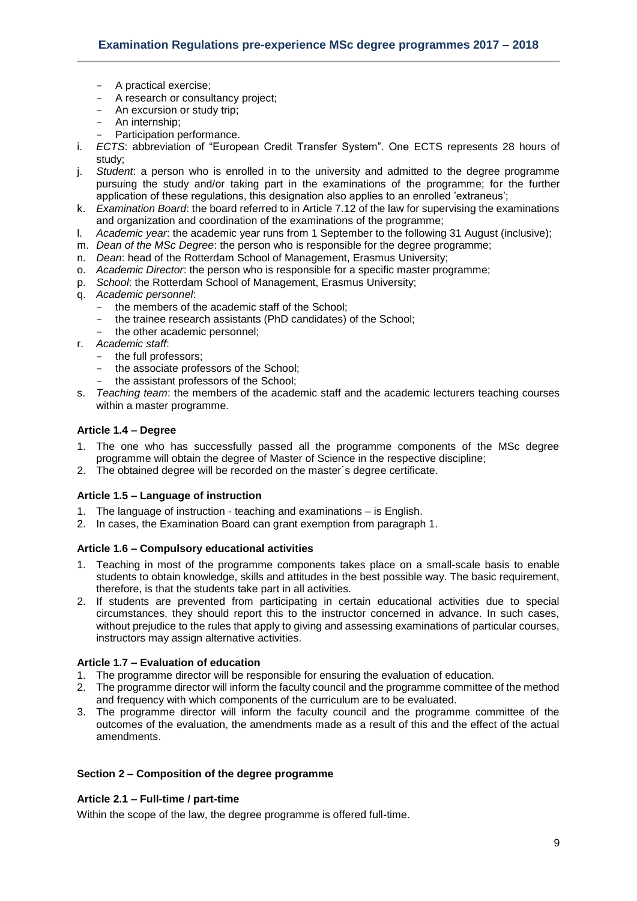- A practical exercise;
- A research or consultancy project;
- An excursion or study trip;
- An internship;
- Participation performance.

i. *ECTS*: abbreviation of "European Credit Transfer System". One ECTS represents 28 hours of study;

j. *Student*: a person who is enrolled in to the university and admitted to the degree programme pursuing the study and/or taking part in the examinations of the programme; for the further application of these regulations, this designation also applies to an enrolled 'extraneus';

k. *Examination Board*: the board referred to in Article 7.12 of the law for supervising the examinations and organization and coordination of the examinations of the programme;

l. *Academic year*: the academic year runs from 1 September to the following 31 August (inclusive);

m. *Dean of the MSc Degree*: the person who is responsible for the degree programme;

n. *Dean*: head of the Rotterdam School of Management, Erasmus University;

o. *Academic Director*: the person who is responsible for a specific master programme;

p. *School*: the Rotterdam School of Management, Erasmus University;

q. *Academic personnel*:
   - the members of the academic staff of the School;
   - the trainee research assistants (PhD candidates) of the School;
   - the other academic personnel;

r. *Academic staff*:
   - the full professors;
   - the associate professors of the School;
   - the assistant professors of the School;

s. *Teaching team*: the members of the academic staff and the academic lecturers teaching courses within a master programme.

### Article 1.4 – Degree

1. The one who has successfully passed all the programme components of the MSc degree programme will obtain the degree of Master of Science in the respective discipline;
2. The obtained degree will be recorded on the master´s degree certificate.

### Article 1.5 – Language of instruction

1. The language of instruction - teaching and examinations – is English.
2. In cases, the Examination Board can grant exemption from paragraph 1.

### Article 1.6 – Compulsory educational activities

1. Teaching in most of the programme components takes place on a small-scale basis to enable students to obtain knowledge, skills and attitudes in the best possible way. The basic requirement, therefore, is that the students take part in all activities.
2. If students are prevented from participating in certain educational activities due to special circumstances, they should report this to the instructor concerned in advance. In such cases, without prejudice to the rules that apply to giving and assessing examinations of particular courses, instructors may assign alternative activities.

### Article 1.7 – Evaluation of education

1. The programme director will be responsible for ensuring the evaluation of education.
2. The programme director will inform the faculty council and the programme committee of the method and frequency with which components of the curriculum are to be evaluated.
3. The programme director will inform the faculty council and the programme committee of the outcomes of the evaluation, the amendments made as a result of this and the effect of the actual amendments.

## Section 2 – Composition of the degree programme

### Article 2.1 – Full-time / part-time

Within the scope of the law, the degree programme is offered full-time.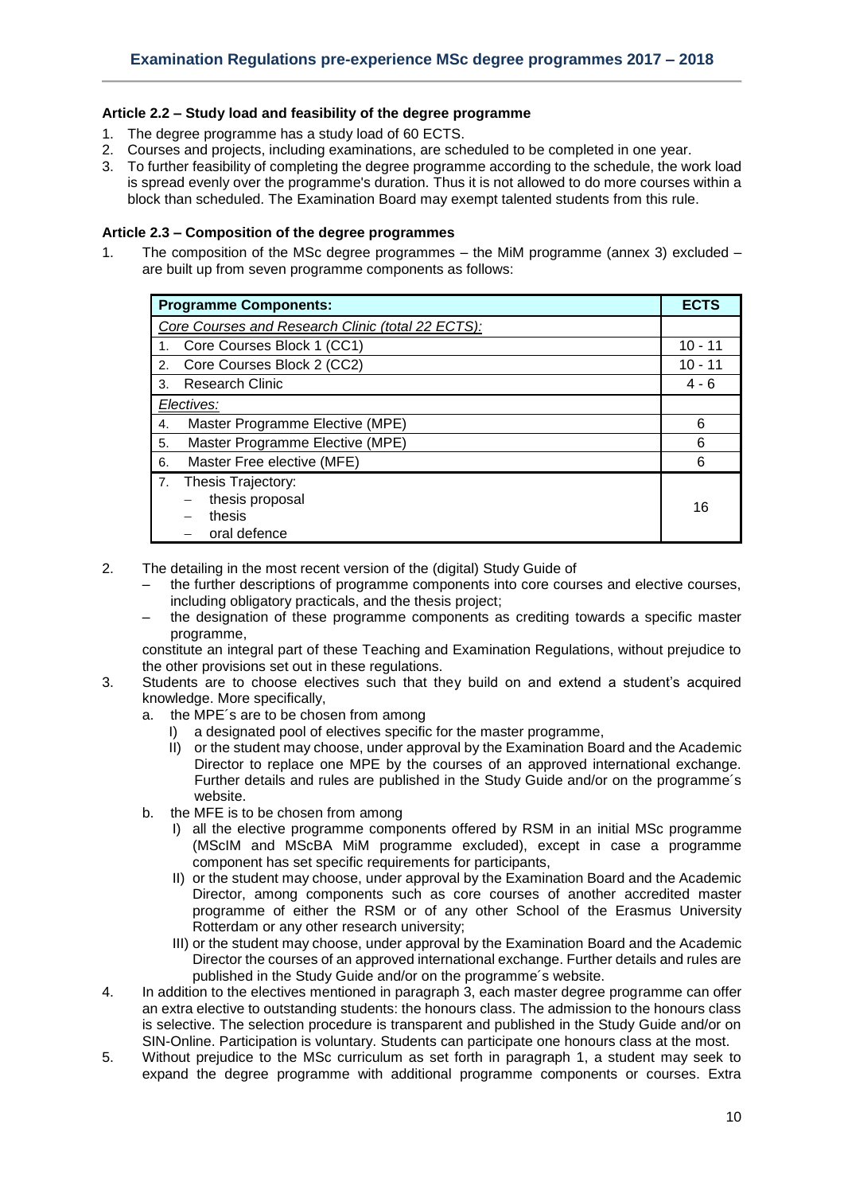### Article 2.2 – Study load and feasibility of the degree programme

1. The degree programme has a study load of 60 ECTS.
2. Courses and projects, including examinations, are scheduled to be completed in one year.
3. To further feasibility of completing the degree programme according to the schedule, the work load is spread evenly over the programme's duration. Thus it is not allowed to do more courses within a block than scheduled. The Examination Board may exempt talented students from this rule.

### Article 2.3 – Composition of the degree programmes

1. The composition of the MSc degree programmes – the MiM programme (annex 3) excluded – are built up from seven programme components as follows:

| Programme Components: | ECTS |
|---|---|
| *Core Courses and Research Clinic (total 22 ECTS):* | |
| 1. Core Courses Block 1 (CC1) | 10 - 11 |
| 2. Core Courses Block 2 (CC2) | 10 - 11 |
| 3. Research Clinic | 4 - 6 |
| *Electives:* | |
| 4. Master Programme Elective (MPE) | 6 |
| 5. Master Programme Elective (MPE) | 6 |
| 6. Master Free elective (MFE) | 6 |
| 7. Thesis Trajectory: – thesis proposal – thesis – oral defence | 16 |

2. The detailing in the most recent version of the (digital) Study Guide of
   – the further descriptions of programme components into core courses and elective courses, including obligatory practicals, and the thesis project;
   – the designation of these programme components as crediting towards a specific master programme,

   constitute an integral part of these Teaching and Examination Regulations, without prejudice to the other provisions set out in these regulations.
3. Students are to choose electives such that they build on and extend a student's acquired knowledge. More specifically,
   a. the MPE´s are to be chosen from among
      I) a designated pool of electives specific for the master programme,
      II) or the student may choose, under approval by the Examination Board and the Academic Director to replace one MPE by the courses of an approved international exchange. Further details and rules are published in the Study Guide and/or on the programme´s website.
   b. the MFE is to be chosen from among
      I) all the elective programme components offered by RSM in an initial MSc programme (MScIM and MScBA MiM programme excluded), except in case a programme component has set specific requirements for participants,
      II) or the student may choose, under approval by the Examination Board and the Academic Director, among components such as core courses of another accredited master programme of either the RSM or of any other School of the Erasmus University Rotterdam or any other research university;
      III) or the student may choose, under approval by the Examination Board and the Academic Director the courses of an approved international exchange. Further details and rules are published in the Study Guide and/or on the programme´s website.
4. In addition to the electives mentioned in paragraph 3, each master degree programme can offer an extra elective to outstanding students: the honours class. The admission to the honours class is selective. The selection procedure is transparent and published in the Study Guide and/or on SIN-Online. Participation is voluntary. Students can participate one honours class at the most.
5. Without prejudice to the MSc curriculum as set forth in paragraph 1, a student may seek to expand the degree programme with additional programme components or courses. Extra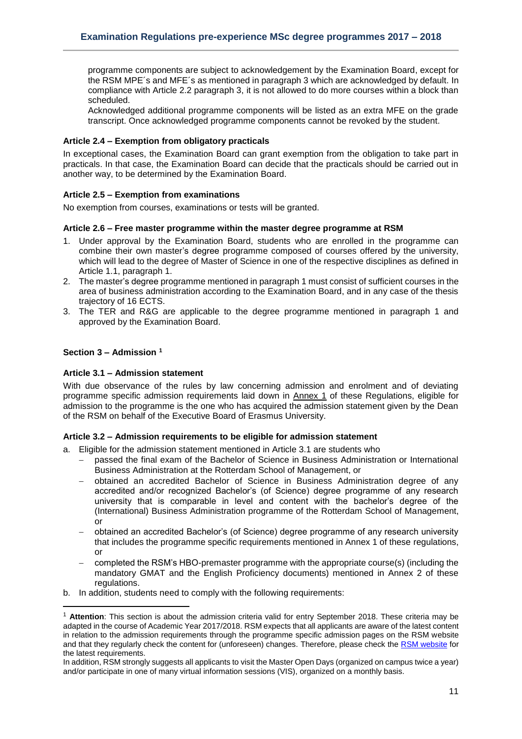programme components are subject to acknowledgement by the Examination Board, except for the RSM MPE´s and MFE´s as mentioned in paragraph 3 which are acknowledged by default. In compliance with Article 2.2 paragraph 3, it is not allowed to do more courses within a block than scheduled.

Acknowledged additional programme components will be listed as an extra MFE on the grade transcript. Once acknowledged programme components cannot be revoked by the student.

**Article 2.4 – Exemption from obligatory practicals**

In exceptional cases, the Examination Board can grant exemption from the obligation to take part in practicals. In that case, the Examination Board can decide that the practicals should be carried out in another way, to be determined by the Examination Board.

**Article 2.5 – Exemption from examinations**

No exemption from courses, examinations or tests will be granted.

**Article 2.6 – Free master programme within the master degree programme at RSM**

1. Under approval by the Examination Board, students who are enrolled in the programme can combine their own master's degree programme composed of courses offered by the university, which will lead to the degree of Master of Science in one of the respective disciplines as defined in Article 1.1, paragraph 1.
2. The master's degree programme mentioned in paragraph 1 must consist of sufficient courses in the area of business administration according to the Examination Board, and in any case of the thesis trajectory of 16 ECTS.
3. The TER and R&G are applicable to the degree programme mentioned in paragraph 1 and approved by the Examination Board.

## Section 3 – Admission [1]

**Article 3.1 – Admission statement**

With due observance of the rules by law concerning admission and enrolment and of deviating programme specific admission requirements laid down in Annex 1 of these Regulations, eligible for admission to the programme is the one who has acquired the admission statement given by the Dean of the RSM on behalf of the Executive Board of Erasmus University.

**Article 3.2 – Admission requirements to be eligible for admission statement**

a. Eligible for the admission statement mentioned in Article 3.1 are students who
   - passed the final exam of the Bachelor of Science in Business Administration or International Business Administration at the Rotterdam School of Management, or
   - obtained an accredited Bachelor of Science in Business Administration degree of any accredited and/or recognized Bachelor's (of Science) degree programme of any research university that is comparable in level and content with the bachelor's degree of the (International) Business Administration programme of the Rotterdam School of Management, or
   - obtained an accredited Bachelor's (of Science) degree programme of any research university that includes the programme specific requirements mentioned in Annex 1 of these regulations, or
   - completed the RSM's HBO-premaster programme with the appropriate course(s) (including the mandatory GMAT and the English Proficiency documents) mentioned in Annex 2 of these regulations.

b. In addition, students need to comply with the following requirements:

---

[1] **Attention**: This section is about the admission criteria valid for entry September 2018. These criteria may be adapted in the course of Academic Year 2017/2018. RSM expects that all applicants are aware of the latest content in relation to the admission requirements through the programme specific admission pages on the RSM website and that they regularly check the content for (unforeseen) changes. Therefore, please check the RSM website for the latest requirements.

In addition, RSM strongly suggests all applicants to visit the Master Open Days (organized on campus twice a year) and/or participate in one of many virtual information sessions (VIS), organized on a monthly basis.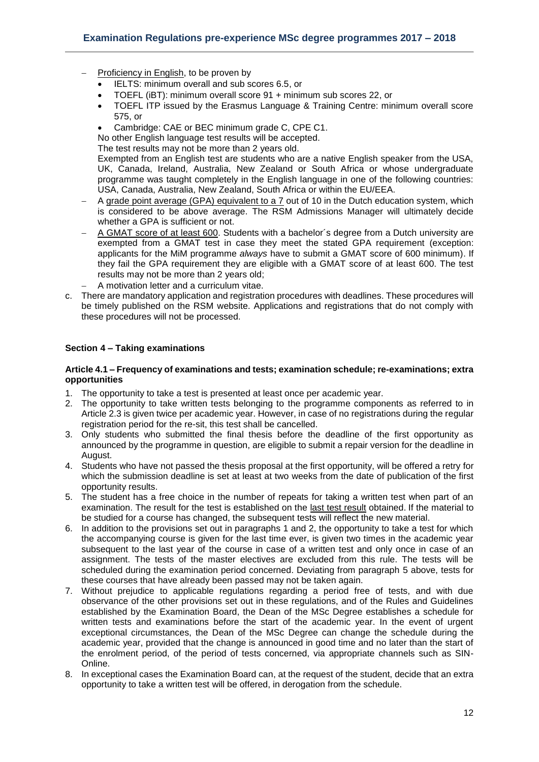- Proficiency in English, to be proven by
  - IELTS: minimum overall and sub scores 6.5, or
  - TOEFL (iBT): minimum overall score 91 + minimum sub scores 22, or
  - TOEFL ITP issued by the Erasmus Language & Training Centre: minimum overall score 575, or
  - Cambridge: CAE or BEC minimum grade C, CPE C1.

  No other English language test results will be accepted.
  The test results may not be more than 2 years old.
  Exempted from an English test are students who are a native English speaker from the USA, UK, Canada, Ireland, Australia, New Zealand or South Africa or whose undergraduate programme was taught completely in the English language in one of the following countries: USA, Canada, Australia, New Zealand, South Africa or within the EU/EEA.
- A grade point average (GPA) equivalent to a 7 out of 10 in the Dutch education system, which is considered to be above average. The RSM Admissions Manager will ultimately decide whether a GPA is sufficient or not.
- A GMAT score of at least 600. Students with a bachelor´s degree from a Dutch university are exempted from a GMAT test in case they meet the stated GPA requirement (exception: applicants for the MiM programme *always* have to submit a GMAT score of 600 minimum). If they fail the GPA requirement they are eligible with a GMAT score of at least 600. The test results may not be more than 2 years old;
- A motivation letter and a curriculum vitae.

c. There are mandatory application and registration procedures with deadlines. These procedures will be timely published on the RSM website. Applications and registrations that do not comply with these procedures will not be processed.

## Section 4 – Taking examinations

### Article 4.1 – Frequency of examinations and tests; examination schedule; re-examinations; extra opportunities

1. The opportunity to take a test is presented at least once per academic year.
2. The opportunity to take written tests belonging to the programme components as referred to in Article 2.3 is given twice per academic year. However, in case of no registrations during the regular registration period for the re-sit, this test shall be cancelled.
3. Only students who submitted the final thesis before the deadline of the first opportunity as announced by the programme in question, are eligible to submit a repair version for the deadline in August.
4. Students who have not passed the thesis proposal at the first opportunity, will be offered a retry for which the submission deadline is set at least at two weeks from the date of publication of the first opportunity results.
5. The student has a free choice in the number of repeats for taking a written test when part of an examination. The result for the test is established on the last test result obtained. If the material to be studied for a course has changed, the subsequent tests will reflect the new material.
6. In addition to the provisions set out in paragraphs 1 and 2, the opportunity to take a test for which the accompanying course is given for the last time ever, is given two times in the academic year subsequent to the last year of the course in case of a written test and only once in case of an assignment. The tests of the master electives are excluded from this rule. The tests will be scheduled during the examination period concerned. Deviating from paragraph 5 above, tests for these courses that have already been passed may not be taken again.
7. Without prejudice to applicable regulations regarding a period free of tests, and with due observance of the other provisions set out in these regulations, and of the Rules and Guidelines established by the Examination Board, the Dean of the MSc Degree establishes a schedule for written tests and examinations before the start of the academic year. In the event of urgent exceptional circumstances, the Dean of the MSc Degree can change the schedule during the academic year, provided that the change is announced in good time and no later than the start of the enrolment period, of the period of tests concerned, via appropriate channels such as SIN-Online.
8. In exceptional cases the Examination Board can, at the request of the student, decide that an extra opportunity to take a written test will be offered, in derogation from the schedule.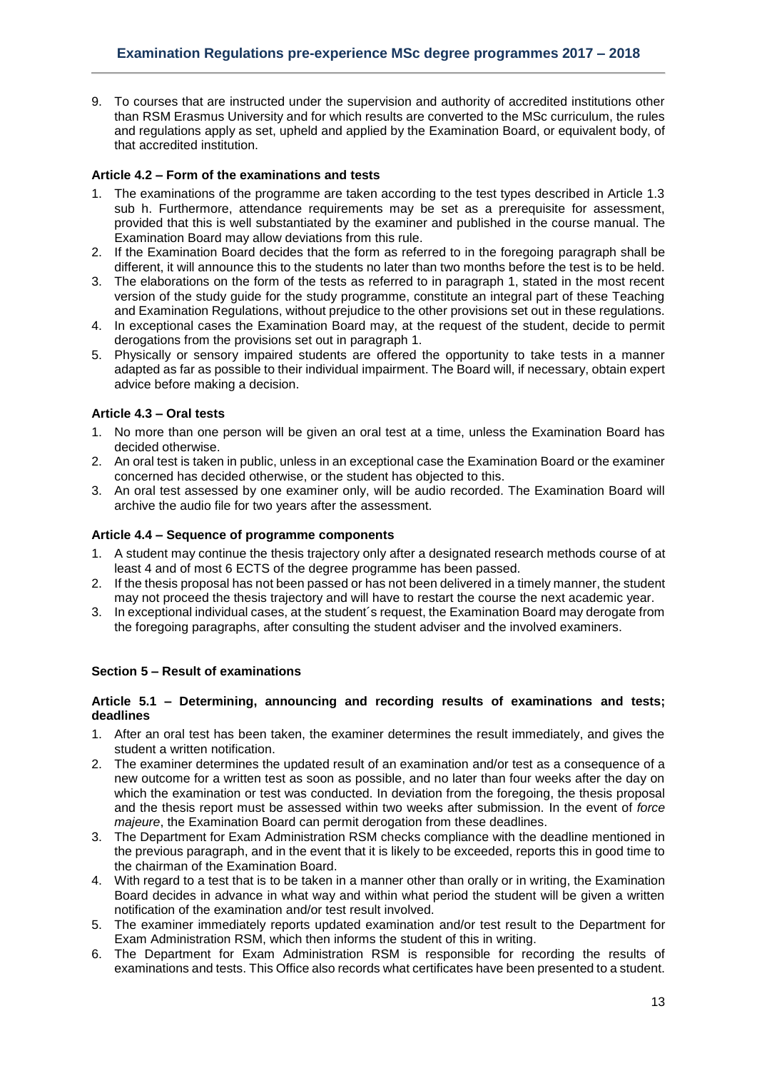9. To courses that are instructed under the supervision and authority of accredited institutions other than RSM Erasmus University and for which results are converted to the MSc curriculum, the rules and regulations apply as set, upheld and applied by the Examination Board, or equivalent body, of that accredited institution.

**Article 4.2 – Form of the examinations and tests**

1. The examinations of the programme are taken according to the test types described in Article 1.3 sub h. Furthermore, attendance requirements may be set as a prerequisite for assessment, provided that this is well substantiated by the examiner and published in the course manual. The Examination Board may allow deviations from this rule.
2. If the Examination Board decides that the form as referred to in the foregoing paragraph shall be different, it will announce this to the students no later than two months before the test is to be held.
3. The elaborations on the form of the tests as referred to in paragraph 1, stated in the most recent version of the study guide for the study programme, constitute an integral part of these Teaching and Examination Regulations, without prejudice to the other provisions set out in these regulations.
4. In exceptional cases the Examination Board may, at the request of the student, decide to permit derogations from the provisions set out in paragraph 1.
5. Physically or sensory impaired students are offered the opportunity to take tests in a manner adapted as far as possible to their individual impairment. The Board will, if necessary, obtain expert advice before making a decision.

**Article 4.3 – Oral tests**

1. No more than one person will be given an oral test at a time, unless the Examination Board has decided otherwise.
2. An oral test is taken in public, unless in an exceptional case the Examination Board or the examiner concerned has decided otherwise, or the student has objected to this.
3. An oral test assessed by one examiner only, will be audio recorded. The Examination Board will archive the audio file for two years after the assessment.

**Article 4.4 – Sequence of programme components**

1. A student may continue the thesis trajectory only after a designated research methods course of at least 4 and of most 6 ECTS of the degree programme has been passed.
2. If the thesis proposal has not been passed or has not been delivered in a timely manner, the student may not proceed the thesis trajectory and will have to restart the course the next academic year.
3. In exceptional individual cases, at the student´s request, the Examination Board may derogate from the foregoing paragraphs, after consulting the student adviser and the involved examiners.

## Section 5 – Result of examinations

**Article 5.1 – Determining, announcing and recording results of examinations and tests; deadlines**

1. After an oral test has been taken, the examiner determines the result immediately, and gives the student a written notification.
2. The examiner determines the updated result of an examination and/or test as a consequence of a new outcome for a written test as soon as possible, and no later than four weeks after the day on which the examination or test was conducted. In deviation from the foregoing, the thesis proposal and the thesis report must be assessed within two weeks after submission. In the event of *force majeure*, the Examination Board can permit derogation from these deadlines.
3. The Department for Exam Administration RSM checks compliance with the deadline mentioned in the previous paragraph, and in the event that it is likely to be exceeded, reports this in good time to the chairman of the Examination Board.
4. With regard to a test that is to be taken in a manner other than orally or in writing, the Examination Board decides in advance in what way and within what period the student will be given a written notification of the examination and/or test result involved.
5. The examiner immediately reports updated examination and/or test result to the Department for Exam Administration RSM, which then informs the student of this in writing.
6. The Department for Exam Administration RSM is responsible for recording the results of examinations and tests. This Office also records what certificates have been presented to a student.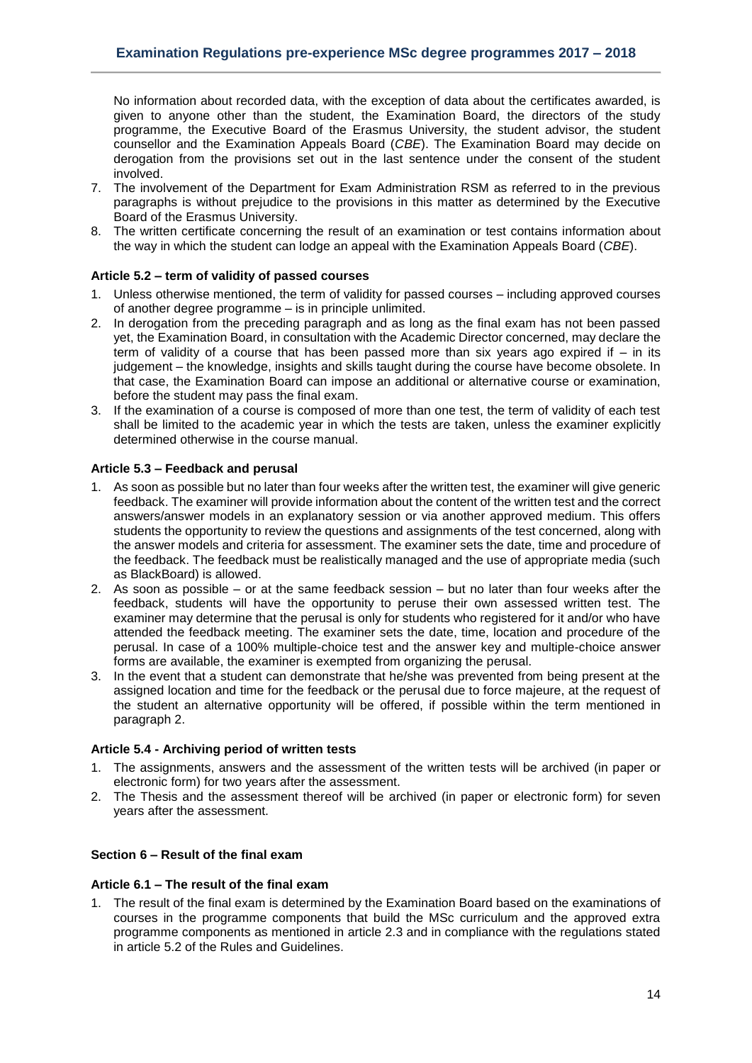No information about recorded data, with the exception of data about the certificates awarded, is given to anyone other than the student, the Examination Board, the directors of the study programme, the Executive Board of the Erasmus University, the student advisor, the student counsellor and the Examination Appeals Board (*CBE*). The Examination Board may decide on derogation from the provisions set out in the last sentence under the consent of the student involved.

7. The involvement of the Department for Exam Administration RSM as referred to in the previous paragraphs is without prejudice to the provisions in this matter as determined by the Executive Board of the Erasmus University.
8. The written certificate concerning the result of an examination or test contains information about the way in which the student can lodge an appeal with the Examination Appeals Board (*CBE*).

**Article 5.2 – term of validity of passed courses**

1. Unless otherwise mentioned, the term of validity for passed courses – including approved courses of another degree programme – is in principle unlimited.
2. In derogation from the preceding paragraph and as long as the final exam has not been passed yet, the Examination Board, in consultation with the Academic Director concerned, may declare the term of validity of a course that has been passed more than six years ago expired if – in its judgement – the knowledge, insights and skills taught during the course have become obsolete. In that case, the Examination Board can impose an additional or alternative course or examination, before the student may pass the final exam.
3. If the examination of a course is composed of more than one test, the term of validity of each test shall be limited to the academic year in which the tests are taken, unless the examiner explicitly determined otherwise in the course manual.

**Article 5.3 – Feedback and perusal**

1. As soon as possible but no later than four weeks after the written test, the examiner will give generic feedback. The examiner will provide information about the content of the written test and the correct answers/answer models in an explanatory session or via another approved medium. This offers students the opportunity to review the questions and assignments of the test concerned, along with the answer models and criteria for assessment. The examiner sets the date, time and procedure of the feedback. The feedback must be realistically managed and the use of appropriate media (such as BlackBoard) is allowed.
2. As soon as possible – or at the same feedback session – but no later than four weeks after the feedback, students will have the opportunity to peruse their own assessed written test. The examiner may determine that the perusal is only for students who registered for it and/or who have attended the feedback meeting. The examiner sets the date, time, location and procedure of the perusal. In case of a 100% multiple-choice test and the answer key and multiple-choice answer forms are available, the examiner is exempted from organizing the perusal.
3. In the event that a student can demonstrate that he/she was prevented from being present at the assigned location and time for the feedback or the perusal due to force majeure, at the request of the student an alternative opportunity will be offered, if possible within the term mentioned in paragraph 2.

**Article 5.4 - Archiving period of written tests**

1. The assignments, answers and the assessment of the written tests will be archived (in paper or electronic form) for two years after the assessment.
2. The Thesis and the assessment thereof will be archived (in paper or electronic form) for seven years after the assessment.

**Section 6 – Result of the final exam**

**Article 6.1 – The result of the final exam**

1. The result of the final exam is determined by the Examination Board based on the examinations of courses in the programme components that build the MSc curriculum and the approved extra programme components as mentioned in article 2.3 and in compliance with the regulations stated in article 5.2 of the Rules and Guidelines.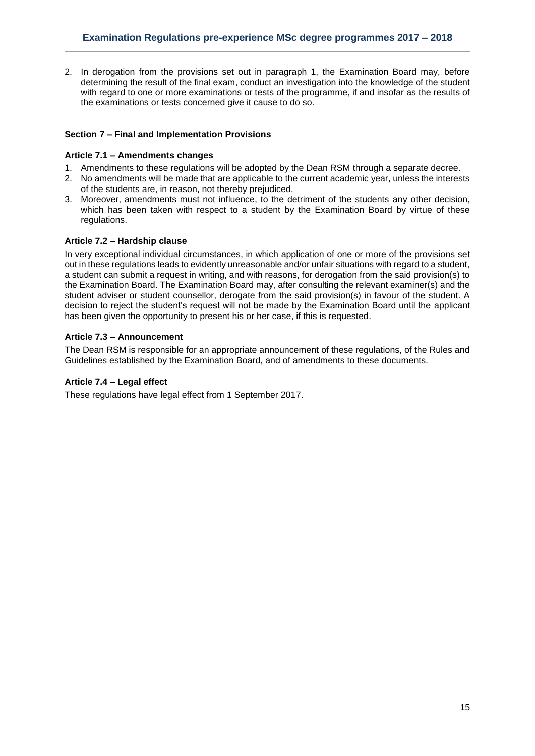2. In derogation from the provisions set out in paragraph 1, the Examination Board may, before determining the result of the final exam, conduct an investigation into the knowledge of the student with regard to one or more examinations or tests of the programme, if and insofar as the results of the examinations or tests concerned give it cause to do so.

## Section 7 – Final and Implementation Provisions

### Article 7.1 – Amendments changes

1. Amendments to these regulations will be adopted by the Dean RSM through a separate decree.
2. No amendments will be made that are applicable to the current academic year, unless the interests of the students are, in reason, not thereby prejudiced.
3. Moreover, amendments must not influence, to the detriment of the students any other decision, which has been taken with respect to a student by the Examination Board by virtue of these regulations.

### Article 7.2 – Hardship clause

In very exceptional individual circumstances, in which application of one or more of the provisions set out in these regulations leads to evidently unreasonable and/or unfair situations with regard to a student, a student can submit a request in writing, and with reasons, for derogation from the said provision(s) to the Examination Board. The Examination Board may, after consulting the relevant examiner(s) and the student adviser or student counsellor, derogate from the said provision(s) in favour of the student. A decision to reject the student's request will not be made by the Examination Board until the applicant has been given the opportunity to present his or her case, if this is requested.

### Article 7.3 – Announcement

The Dean RSM is responsible for an appropriate announcement of these regulations, of the Rules and Guidelines established by the Examination Board, and of amendments to these documents.

### Article 7.4 – Legal effect

These regulations have legal effect from 1 September 2017.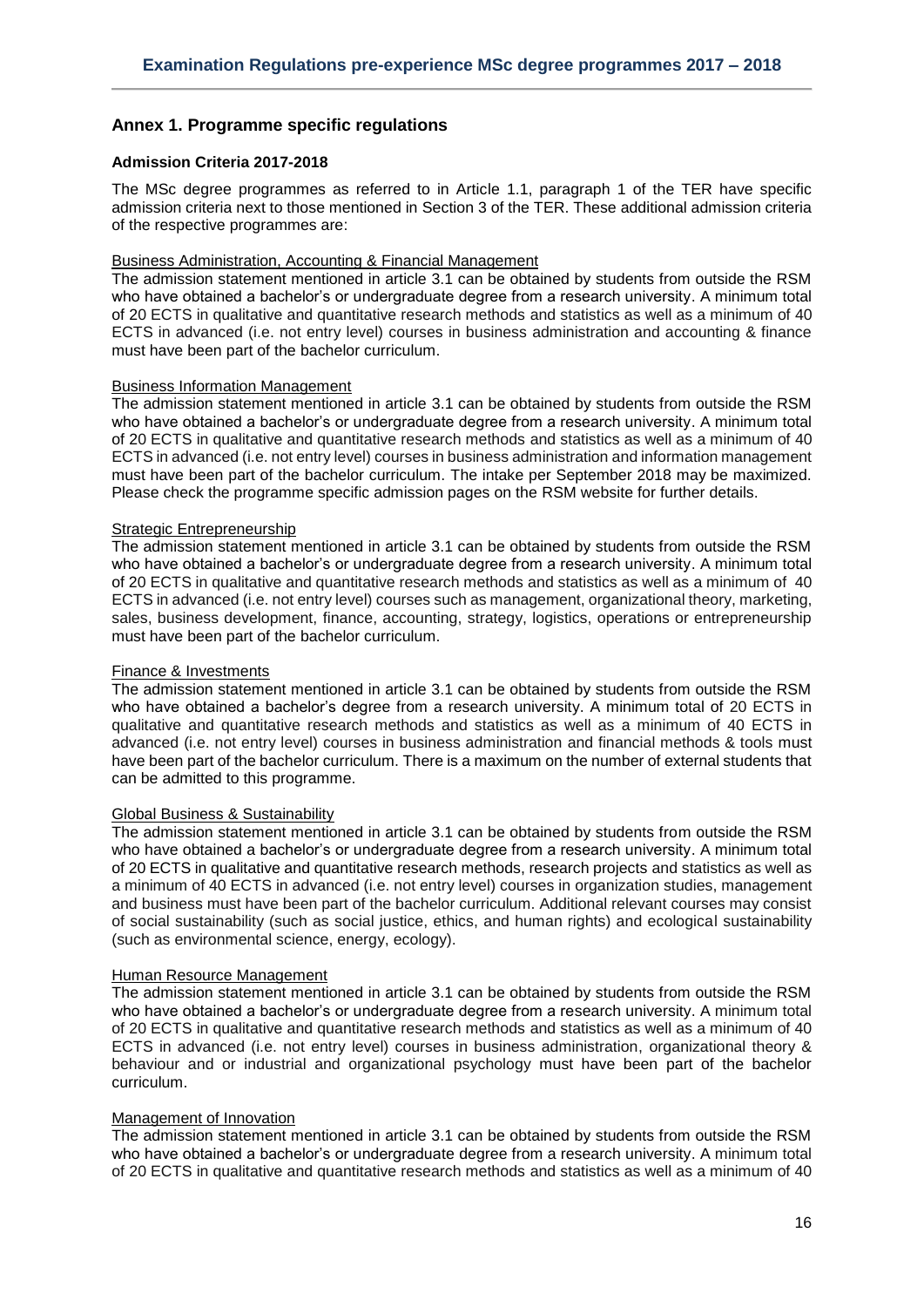## Annex 1. Programme specific regulations

### Admission Criteria 2017-2018

The MSc degree programmes as referred to in Article 1.1, paragraph 1 of the TER have specific admission criteria next to those mentioned in Section 3 of the TER. These additional admission criteria of the respective programmes are:

Business Administration, Accounting & Financial Management

The admission statement mentioned in article 3.1 can be obtained by students from outside the RSM who have obtained a bachelor's or undergraduate degree from a research university. A minimum total of 20 ECTS in qualitative and quantitative research methods and statistics as well as a minimum of 40 ECTS in advanced (i.e. not entry level) courses in business administration and accounting & finance must have been part of the bachelor curriculum.

Business Information Management

The admission statement mentioned in article 3.1 can be obtained by students from outside the RSM who have obtained a bachelor's or undergraduate degree from a research university. A minimum total of 20 ECTS in qualitative and quantitative research methods and statistics as well as a minimum of 40 ECTS in advanced (i.e. not entry level) courses in business administration and information management must have been part of the bachelor curriculum. The intake per September 2018 may be maximized. Please check the programme specific admission pages on the RSM website for further details.

Strategic Entrepreneurship

The admission statement mentioned in article 3.1 can be obtained by students from outside the RSM who have obtained a bachelor's or undergraduate degree from a research university. A minimum total of 20 ECTS in qualitative and quantitative research methods and statistics as well as a minimum of 40 ECTS in advanced (i.e. not entry level) courses such as management, organizational theory, marketing, sales, business development, finance, accounting, strategy, logistics, operations or entrepreneurship must have been part of the bachelor curriculum.

Finance & Investments

The admission statement mentioned in article 3.1 can be obtained by students from outside the RSM who have obtained a bachelor's degree from a research university. A minimum total of 20 ECTS in qualitative and quantitative research methods and statistics as well as a minimum of 40 ECTS in advanced (i.e. not entry level) courses in business administration and financial methods & tools must have been part of the bachelor curriculum. There is a maximum on the number of external students that can be admitted to this programme.

Global Business & Sustainability

The admission statement mentioned in article 3.1 can be obtained by students from outside the RSM who have obtained a bachelor's or undergraduate degree from a research university. A minimum total of 20 ECTS in qualitative and quantitative research methods, research projects and statistics as well as a minimum of 40 ECTS in advanced (i.e. not entry level) courses in organization studies, management and business must have been part of the bachelor curriculum. Additional relevant courses may consist of social sustainability (such as social justice, ethics, and human rights) and ecological sustainability (such as environmental science, energy, ecology).

Human Resource Management

The admission statement mentioned in article 3.1 can be obtained by students from outside the RSM who have obtained a bachelor's or undergraduate degree from a research university. A minimum total of 20 ECTS in qualitative and quantitative research methods and statistics as well as a minimum of 40 ECTS in advanced (i.e. not entry level) courses in business administration, organizational theory & behaviour and or industrial and organizational psychology must have been part of the bachelor curriculum.

Management of Innovation

The admission statement mentioned in article 3.1 can be obtained by students from outside the RSM who have obtained a bachelor's or undergraduate degree from a research university. A minimum total of 20 ECTS in qualitative and quantitative research methods and statistics as well as a minimum of 40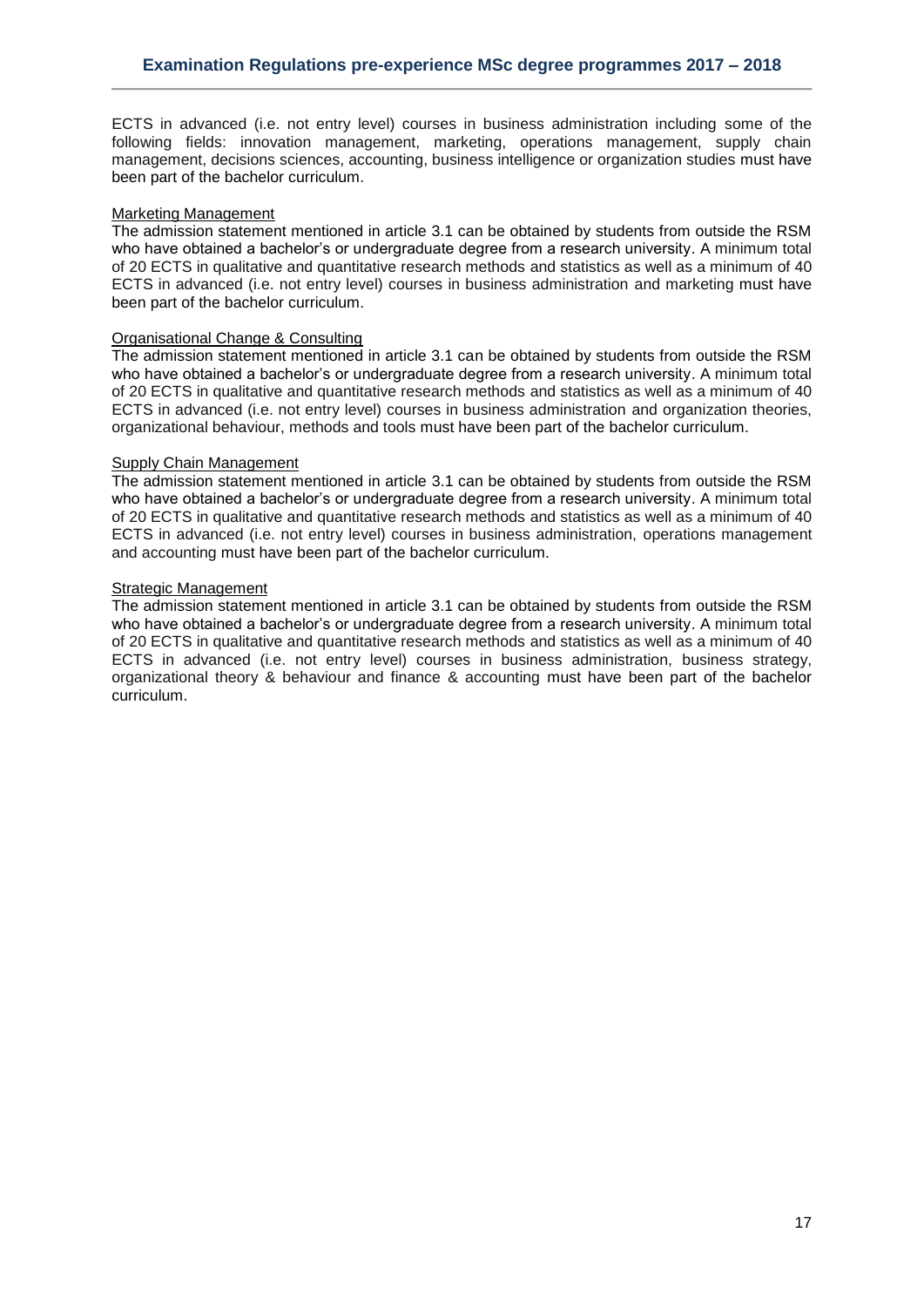ECTS in advanced (i.e. not entry level) courses in business administration including some of the following fields: innovation management, marketing, operations management, supply chain management, decisions sciences, accounting, business intelligence or organization studies must have been part of the bachelor curriculum.

Marketing Management

The admission statement mentioned in article 3.1 can be obtained by students from outside the RSM who have obtained a bachelor's or undergraduate degree from a research university. A minimum total of 20 ECTS in qualitative and quantitative research methods and statistics as well as a minimum of 40 ECTS in advanced (i.e. not entry level) courses in business administration and marketing must have been part of the bachelor curriculum.

Organisational Change & Consulting

The admission statement mentioned in article 3.1 can be obtained by students from outside the RSM who have obtained a bachelor's or undergraduate degree from a research university. A minimum total of 20 ECTS in qualitative and quantitative research methods and statistics as well as a minimum of 40 ECTS in advanced (i.e. not entry level) courses in business administration and organization theories, organizational behaviour, methods and tools must have been part of the bachelor curriculum.

Supply Chain Management

The admission statement mentioned in article 3.1 can be obtained by students from outside the RSM who have obtained a bachelor's or undergraduate degree from a research university. A minimum total of 20 ECTS in qualitative and quantitative research methods and statistics as well as a minimum of 40 ECTS in advanced (i.e. not entry level) courses in business administration, operations management and accounting must have been part of the bachelor curriculum.

Strategic Management

The admission statement mentioned in article 3.1 can be obtained by students from outside the RSM who have obtained a bachelor's or undergraduate degree from a research university. A minimum total of 20 ECTS in qualitative and quantitative research methods and statistics as well as a minimum of 40 ECTS in advanced (i.e. not entry level) courses in business administration, business strategy, organizational theory & behaviour and finance & accounting must have been part of the bachelor curriculum.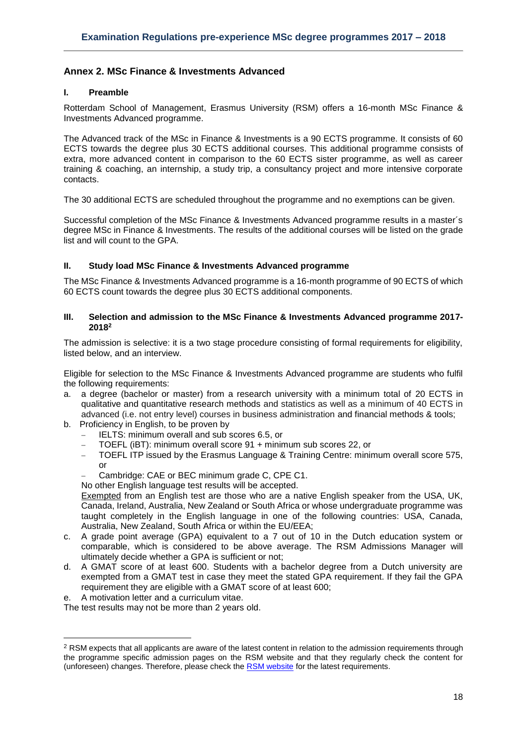## Annex 2. MSc Finance & Investments Advanced

### I. Preamble

Rotterdam School of Management, Erasmus University (RSM) offers a 16-month MSc Finance & Investments Advanced programme.

The Advanced track of the MSc in Finance & Investments is a 90 ECTS programme. It consists of 60 ECTS towards the degree plus 30 ECTS additional courses. This additional programme consists of extra, more advanced content in comparison to the 60 ECTS sister programme, as well as career training & coaching, an internship, a study trip, a consultancy project and more intensive corporate contacts.

The 30 additional ECTS are scheduled throughout the programme and no exemptions can be given.

Successful completion of the MSc Finance & Investments Advanced programme results in a master´s degree MSc in Finance & Investments. The results of the additional courses will be listed on the grade list and will count to the GPA.

### II. Study load MSc Finance & Investments Advanced programme

The MSc Finance & Investments Advanced programme is a 16-month programme of 90 ECTS of which 60 ECTS count towards the degree plus 30 ECTS additional components.

### III. Selection and admission to the MSc Finance & Investments Advanced programme 2017-2018[2]

The admission is selective: it is a two stage procedure consisting of formal requirements for eligibility, listed below, and an interview.

Eligible for selection to the MSc Finance & Investments Advanced programme are students who fulfil the following requirements:

a. a degree (bachelor or master) from a research university with a minimum total of 20 ECTS in qualitative and quantitative research methods and statistics as well as a minimum of 40 ECTS in advanced (i.e. not entry level) courses in business administration and financial methods & tools;

b. Proficiency in English, to be proven by
   - IELTS: minimum overall and sub scores 6.5, or
   - TOEFL (iBT): minimum overall score 91 + minimum sub scores 22, or
   - TOEFL ITP issued by the Erasmus Language & Training Centre: minimum overall score 575, or
   - Cambridge: CAE or BEC minimum grade C, CPE C1.

   No other English language test results will be accepted.

   Exempted from an English test are those who are a native English speaker from the USA, UK, Canada, Ireland, Australia, New Zealand or South Africa or whose undergraduate programme was taught completely in the English language in one of the following countries: USA, Canada, Australia, New Zealand, South Africa or within the EU/EEA;

c. A grade point average (GPA) equivalent to a 7 out of 10 in the Dutch education system or comparable, which is considered to be above average. The RSM Admissions Manager will ultimately decide whether a GPA is sufficient or not;

d. A GMAT score of at least 600. Students with a bachelor degree from a Dutch university are exempted from a GMAT test in case they meet the stated GPA requirement. If they fail the GPA requirement they are eligible with a GMAT score of at least 600;

e. A motivation letter and a curriculum vitae.

The test results may not be more than 2 years old.

---

[2] RSM expects that all applicants are aware of the latest content in relation to the admission requirements through the programme specific admission pages on the RSM website and that they regularly check the content for (unforeseen) changes. Therefore, please check the RSM website for the latest requirements.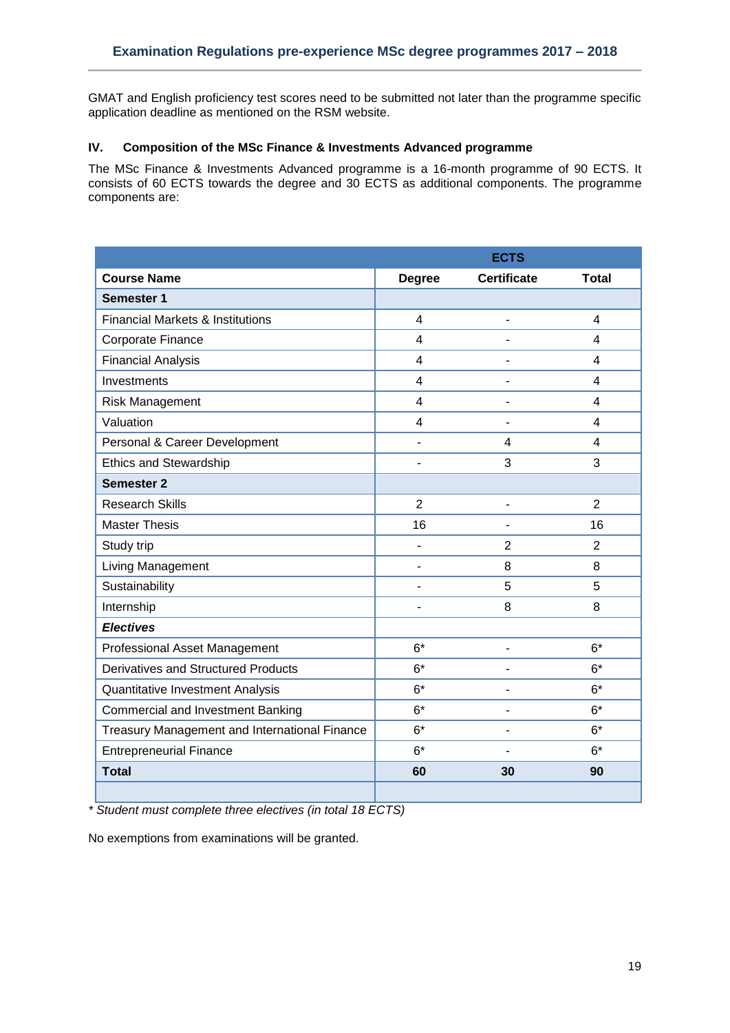GMAT and English proficiency test scores need to be submitted not later than the programme specific application deadline as mentioned on the RSM website.

## IV. Composition of the MSc Finance & Investments Advanced programme

The MSc Finance & Investments Advanced programme is a 16-month programme of 90 ECTS. It consists of 60 ECTS towards the degree and 30 ECTS as additional components. The programme components are:

| | ECTS | | |
|---|---|---|---|
| **Course Name** | **Degree** | **Certificate** | **Total** |
| **Semester 1** | | | |
| Financial Markets & Institutions | 4 | - | 4 |
| Corporate Finance | 4 | - | 4 |
| Financial Analysis | 4 | - | 4 |
| Investments | 4 | - | 4 |
| Risk Management | 4 | - | 4 |
| Valuation | 4 | - | 4 |
| Personal & Career Development | - | 4 | 4 |
| Ethics and Stewardship | - | 3 | 3 |
| **Semester 2** | | | |
| Research Skills | 2 | - | 2 |
| Master Thesis | 16 | - | 16 |
| Study trip | - | 2 | 2 |
| Living Management | - | 8 | 8 |
| Sustainability | - | 5 | 5 |
| Internship | - | 8 | 8 |
| ***Electives*** | | | |
| Professional Asset Management | 6* | - | 6* |
| Derivatives and Structured Products | 6* | - | 6* |
| Quantitative Investment Analysis | 6* | - | 6* |
| Commercial and Investment Banking | 6* | - | 6* |
| Treasury Management and International Finance | 6* | - | 6* |
| Entrepreneurial Finance | 6* | - | 6* |
| **Total** | **60** | **30** | **90** |

*\* Student must complete three electives (in total 18 ECTS)*

No exemptions from examinations will be granted.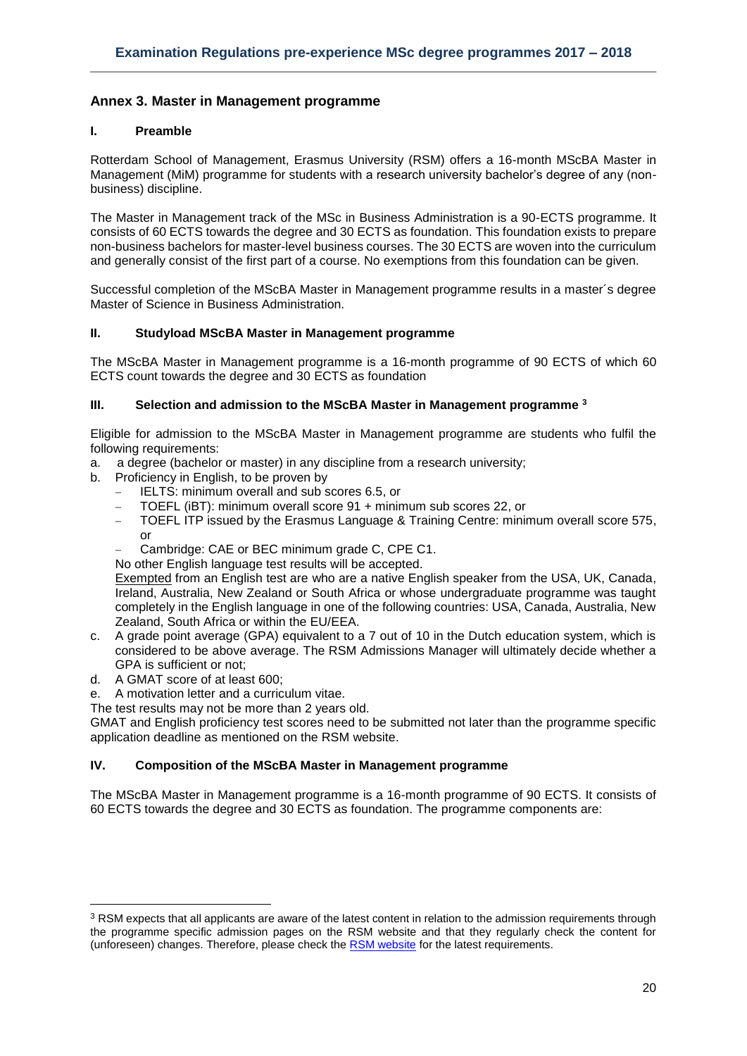## Annex 3. Master in Management programme

### I. Preamble

Rotterdam School of Management, Erasmus University (RSM) offers a 16-month MScBA Master in Management (MiM) programme for students with a research university bachelor's degree of any (non-business) discipline.

The Master in Management track of the MSc in Business Administration is a 90-ECTS programme. It consists of 60 ECTS towards the degree and 30 ECTS as foundation. This foundation exists to prepare non-business bachelors for master-level business courses. The 30 ECTS are woven into the curriculum and generally consist of the first part of a course. No exemptions from this foundation can be given.

Successful completion of the MScBA Master in Management programme results in a master´s degree Master of Science in Business Administration.

### II. Studyload MScBA Master in Management programme

The MScBA Master in Management programme is a 16-month programme of 90 ECTS of which 60 ECTS count towards the degree and 30 ECTS as foundation

### III. Selection and admission to the MScBA Master in Management programme [3]

Eligible for admission to the MScBA Master in Management programme are students who fulfil the following requirements:

a. a degree (bachelor or master) in any discipline from a research university;
b. Proficiency in English, to be proven by
   - IELTS: minimum overall and sub scores 6.5, or
   - TOEFL (iBT): minimum overall score 91 + minimum sub scores 22, or
   - TOEFL ITP issued by the Erasmus Language & Training Centre: minimum overall score 575, or
   - Cambridge: CAE or BEC minimum grade C, CPE C1.

   No other English language test results will be accepted.
   Exempted from an English test are who are a native English speaker from the USA, UK, Canada, Ireland, Australia, New Zealand or South Africa or whose undergraduate programme was taught completely in the English language in one of the following countries: USA, Canada, Australia, New Zealand, South Africa or within the EU/EEA.
c. A grade point average (GPA) equivalent to a 7 out of 10 in the Dutch education system, which is considered to be above average. The RSM Admissions Manager will ultimately decide whether a GPA is sufficient or not;
d. A GMAT score of at least 600;
e. A motivation letter and a curriculum vitae.

The test results may not be more than 2 years old.
GMAT and English proficiency test scores need to be submitted not later than the programme specific application deadline as mentioned on the RSM website.

### IV. Composition of the MScBA Master in Management programme

The MScBA Master in Management programme is a 16-month programme of 90 ECTS. It consists of 60 ECTS towards the degree and 30 ECTS as foundation. The programme components are:

---

[3] RSM expects that all applicants are aware of the latest content in relation to the admission requirements through the programme specific admission pages on the RSM website and that they regularly check the content for (unforeseen) changes. Therefore, please check the RSM website for the latest requirements.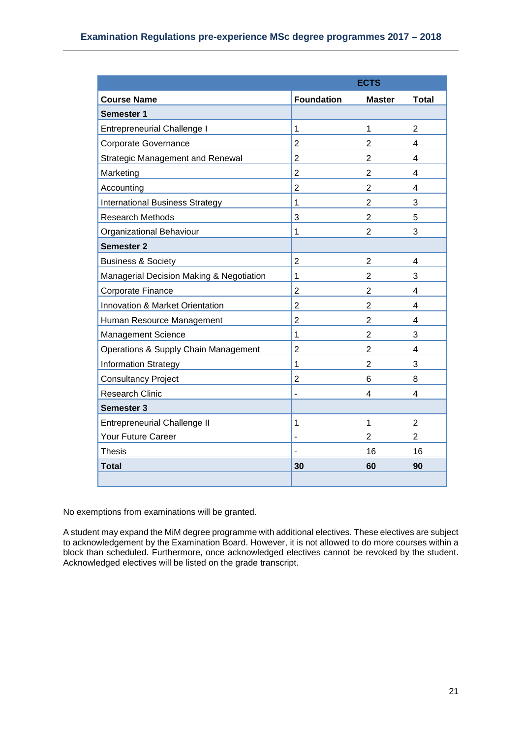| | ECTS | | |
|---|---|---|---|
| **Course Name** | **Foundation** | **Master** | **Total** |
| **Semester 1** | | | |
| Entrepreneurial Challenge I | 1 | 1 | 2 |
| Corporate Governance | 2 | 2 | 4 |
| Strategic Management and Renewal | 2 | 2 | 4 |
| Marketing | 2 | 2 | 4 |
| Accounting | 2 | 2 | 4 |
| International Business Strategy | 1 | 2 | 3 |
| Research Methods | 3 | 2 | 5 |
| Organizational Behaviour | 1 | 2 | 3 |
| **Semester 2** | | | |
| Business & Society | 2 | 2 | 4 |
| Managerial Decision Making & Negotiation | 1 | 2 | 3 |
| Corporate Finance | 2 | 2 | 4 |
| Innovation & Market Orientation | 2 | 2 | 4 |
| Human Resource Management | 2 | 2 | 4 |
| Management Science | 1 | 2 | 3 |
| Operations & Supply Chain Management | 2 | 2 | 4 |
| Information Strategy | 1 | 2 | 3 |
| Consultancy Project | 2 | 6 | 8 |
| Research Clinic | - | 4 | 4 |
| **Semester 3** | | | |
| Entrepreneurial Challenge II | 1 | 1 | 2 |
| Your Future Career | - | 2 | 2 |
| Thesis | - | 16 | 16 |
| **Total** | **30** | **60** | **90** |

No exemptions from examinations will be granted.

A student may expand the MiM degree programme with additional electives. These electives are subject to acknowledgement by the Examination Board. However, it is not allowed to do more courses within a block than scheduled. Furthermore, once acknowledged electives cannot be revoked by the student. Acknowledged electives will be listed on the grade transcript.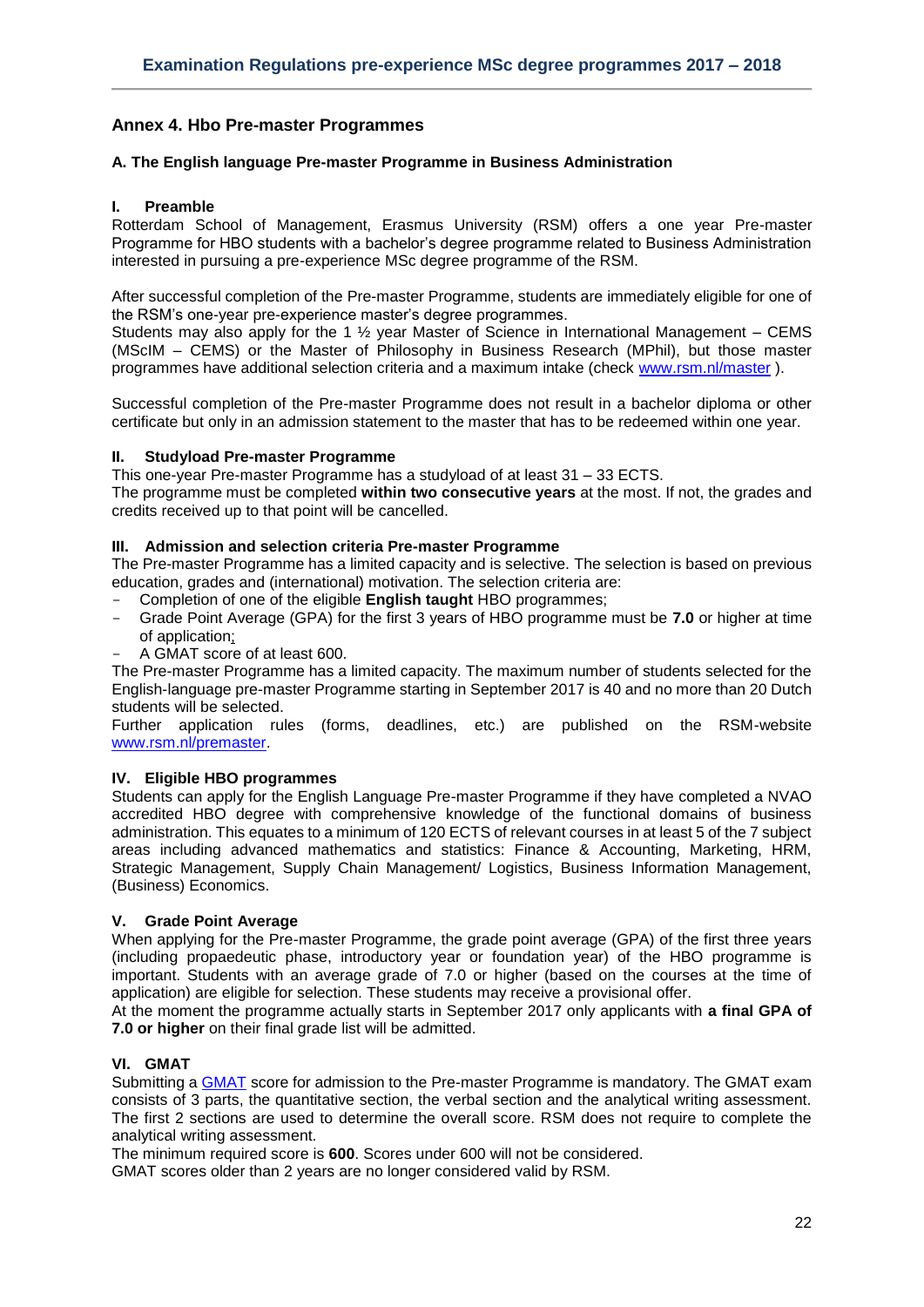## Annex 4. Hbo Pre-master Programmes

### A. The English language Pre-master Programme in Business Administration

#### I. Preamble

Rotterdam School of Management, Erasmus University (RSM) offers a one year Pre-master Programme for HBO students with a bachelor's degree programme related to Business Administration interested in pursuing a pre-experience MSc degree programme of the RSM.

After successful completion of the Pre-master Programme, students are immediately eligible for one of the RSM's one-year pre-experience master's degree programmes.
Students may also apply for the 1 ½ year Master of Science in International Management – CEMS (MScIM – CEMS) or the Master of Philosophy in Business Research (MPhil), but those master programmes have additional selection criteria and a maximum intake (check www.rsm.nl/master ).

Successful completion of the Pre-master Programme does not result in a bachelor diploma or other certificate but only in an admission statement to the master that has to be redeemed within one year.

#### II. Studyload Pre-master Programme

This one-year Pre-master Programme has a studyload of at least 31 – 33 ECTS.
The programme must be completed **within two consecutive years** at the most. If not, the grades and credits received up to that point will be cancelled.

#### III. Admission and selection criteria Pre-master Programme

The Pre-master Programme has a limited capacity and is selective. The selection is based on previous education, grades and (international) motivation. The selection criteria are:

- Completion of one of the eligible **English taught** HBO programmes;
- Grade Point Average (GPA) for the first 3 years of HBO programme must be **7.0** or higher at time of application;
- A GMAT score of at least 600.

The Pre-master Programme has a limited capacity. The maximum number of students selected for the English-language pre-master Programme starting in September 2017 is 40 and no more than 20 Dutch students will be selected.
Further application rules (forms, deadlines, etc.) are published on the RSM-website www.rsm.nl/premaster.

#### IV. Eligible HBO programmes

Students can apply for the English Language Pre-master Programme if they have completed a NVAO accredited HBO degree with comprehensive knowledge of the functional domains of business administration. This equates to a minimum of 120 ECTS of relevant courses in at least 5 of the 7 subject areas including advanced mathematics and statistics: Finance & Accounting, Marketing, HRM, Strategic Management, Supply Chain Management/ Logistics, Business Information Management, (Business) Economics.

#### V. Grade Point Average

When applying for the Pre-master Programme, the grade point average (GPA) of the first three years (including propaedeutic phase, introductory year or foundation year) of the HBO programme is important. Students with an average grade of 7.0 or higher (based on the courses at the time of application) are eligible for selection. These students may receive a provisional offer.
At the moment the programme actually starts in September 2017 only applicants with **a final GPA of 7.0 or higher** on their final grade list will be admitted.

#### VI. GMAT

Submitting a GMAT score for admission to the Pre-master Programme is mandatory. The GMAT exam consists of 3 parts, the quantitative section, the verbal section and the analytical writing assessment. The first 2 sections are used to determine the overall score. RSM does not require to complete the analytical writing assessment.
The minimum required score is **600**. Scores under 600 will not be considered.
GMAT scores older than 2 years are no longer considered valid by RSM.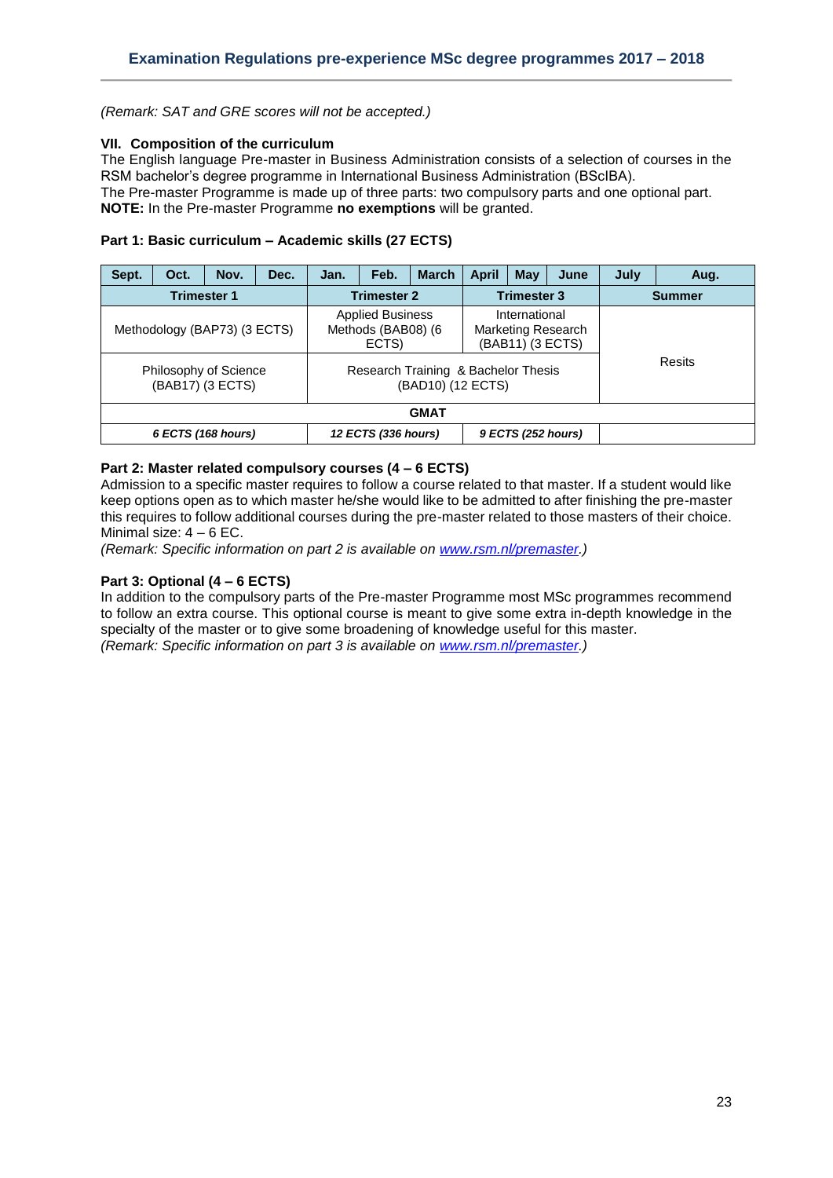*(Remark: SAT and GRE scores will not be accepted.)*

### VII. Composition of the curriculum

The English language Pre-master in Business Administration consists of a selection of courses in the RSM bachelor's degree programme in International Business Administration (BScIBA).
The Pre-master Programme is made up of three parts: two compulsory parts and one optional part.
**NOTE:** In the Pre-master Programme **no exemptions** will be granted.

**Part 1: Basic curriculum – Academic skills (27 ECTS)**

| Sept. | Oct. | Nov. | Dec. | Jan. | Feb. | March | April | May | June | July | Aug. |
|---|---|---|---|---|---|---|---|---|---|---|---|
| **Trimester 1** | | | | **Trimester 2** | | | **Trimester 3** | | | **Summer** | |
| Methodology (BAP73) (3 ECTS) | | | | Applied Business Methods (BAB08) (6 ECTS) | | | International Marketing Research (BAB11) (3 ECTS) | | | Resits | |
| Philosophy of Science (BAB17) (3 ECTS) | | | | Research Training & Bachelor Thesis (BAD10) (12 ECTS) | | | | | | | |
| **GMAT** | | | | | | | | | | | |
| ***6 ECTS (168 hours)*** | | | | ***12 ECTS (336 hours)*** | | | ***9 ECTS (252 hours)*** | | | | |

**Part 2: Master related compulsory courses (4 – 6 ECTS)**

Admission to a specific master requires to follow a course related to that master. If a student would like keep options open as to which master he/she would like to be admitted to after finishing the pre-master this requires to follow additional courses during the pre-master related to those masters of their choice. Minimal size: 4 – 6 EC.
*(Remark: Specific information on part 2 is available on [www.rsm.nl/premaster](www.rsm.nl/premaster).)*

**Part 3: Optional (4 – 6 ECTS)**

In addition to the compulsory parts of the Pre-master Programme most MSc programmes recommend to follow an extra course. This optional course is meant to give some extra in-depth knowledge in the specialty of the master or to give some broadening of knowledge useful for this master.
*(Remark: Specific information on part 3 is available on [www.rsm.nl/premaster](www.rsm.nl/premaster).)*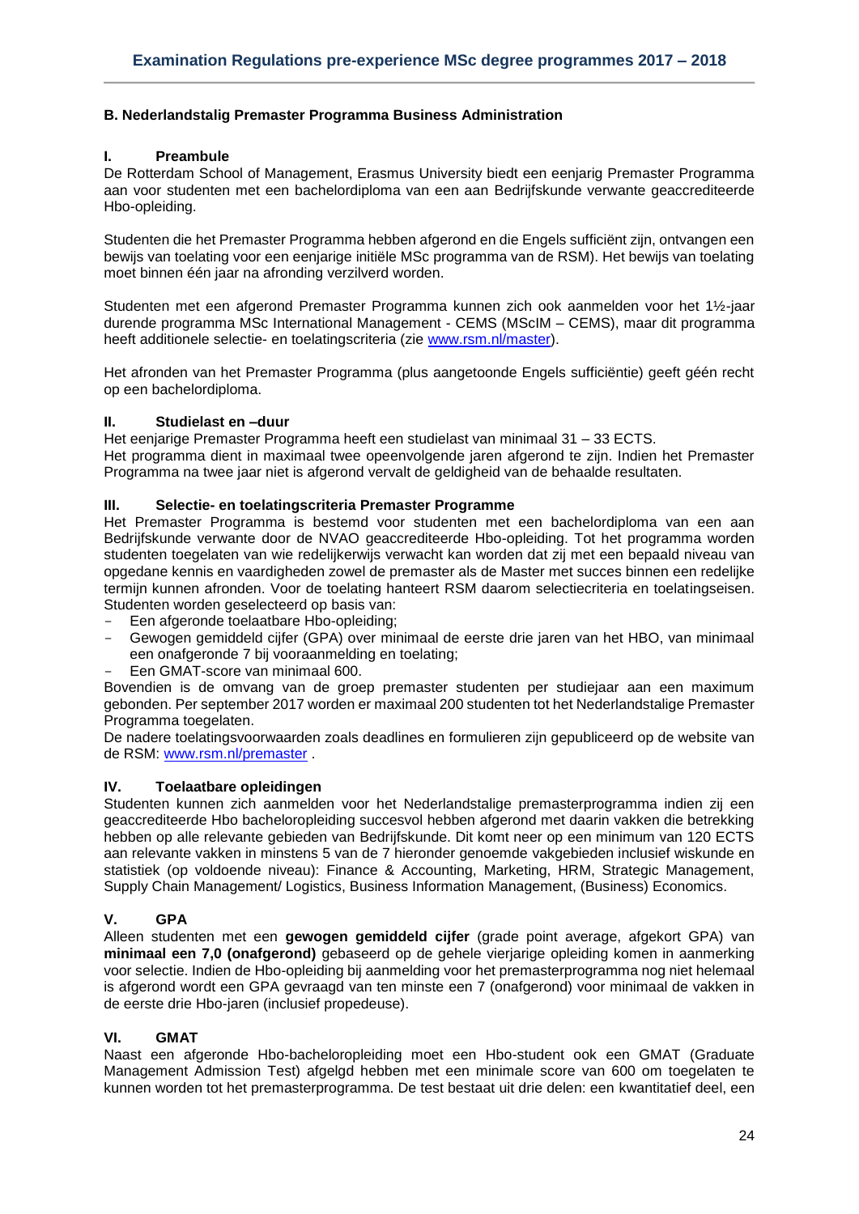## B. Nederlandstalig Premaster Programma Business Administration

### I. Preambule

De Rotterdam School of Management, Erasmus University biedt een eenjarig Premaster Programma aan voor studenten met een bachelordiploma van een aan Bedrijfskunde verwante geaccrediteerde Hbo-opleiding.

Studenten die het Premaster Programma hebben afgerond en die Engels sufficiënt zijn, ontvangen een bewijs van toelating voor een eenjarige initiële MSc programma van de RSM). Het bewijs van toelating moet binnen één jaar na afronding verzilverd worden.

Studenten met een afgerond Premaster Programma kunnen zich ook aanmelden voor het 1½-jaar durende programma MSc International Management - CEMS (MScIM – CEMS), maar dit programma heeft additionele selectie- en toelatingscriteria (zie www.rsm.nl/master).

Het afronden van het Premaster Programma (plus aangetoonde Engels sufficiëntie) geeft géén recht op een bachelordiploma.

### II. Studielast en –duur

Het eenjarige Premaster Programma heeft een studielast van minimaal 31 – 33 ECTS.
Het programma dient in maximaal twee opeenvolgende jaren afgerond te zijn. Indien het Premaster Programma na twee jaar niet is afgerond vervalt de geldigheid van de behaalde resultaten.

### III. Selectie- en toelatingscriteria Premaster Programme

Het Premaster Programma is bestemd voor studenten met een bachelordiploma van een aan Bedrijfskunde verwante door de NVAO geaccrediteerde Hbo-opleiding. Tot het programma worden studenten toegelaten van wie redelijkerwijs verwacht kan worden dat zij met een bepaald niveau van opgedane kennis en vaardigheden zowel de premaster als de Master met succes binnen een redelijke termijn kunnen afronden. Voor de toelating hanteert RSM daarom selectiecriteria en toelatingseisen. Studenten worden geselecteerd op basis van:

- Een afgeronde toelaatbare Hbo-opleiding;
- Gewogen gemiddeld cijfer (GPA) over minimaal de eerste drie jaren van het HBO, van minimaal een onafgeronde 7 bij vooraanmelding en toelating;
- Een GMAT-score van minimaal 600.

Bovendien is de omvang van de groep premaster studenten per studiejaar aan een maximum gebonden. Per september 2017 worden er maximaal 200 studenten tot het Nederlandstalige Premaster Programma toegelaten.
De nadere toelatingsvoorwaarden zoals deadlines en formulieren zijn gepubliceerd op de website van de RSM: www.rsm.nl/premaster .

### IV. Toelaatbare opleidingen

Studenten kunnen zich aanmelden voor het Nederlandstalige premasterprogramma indien zij een geaccrediteerde Hbo bacheloropleiding succesvol hebben afgerond met daarin vakken die betrekking hebben op alle relevante gebieden van Bedrijfskunde. Dit komt neer op een minimum van 120 ECTS aan relevante vakken in minstens 5 van de 7 hieronder genoemde vakgebieden inclusief wiskunde en statistiek (op voldoende niveau): Finance & Accounting, Marketing, HRM, Strategic Management, Supply Chain Management/ Logistics, Business Information Management, (Business) Economics.

### V. GPA

Alleen studenten met een **gewogen gemiddeld cijfer** (grade point average, afgekort GPA) van **minimaal een 7,0 (onafgerond)** gebaseerd op de gehele vierjarige opleiding komen in aanmerking voor selectie. Indien de Hbo-opleiding bij aanmelding voor het premasterprogramma nog niet helemaal is afgerond wordt een GPA gevraagd van ten minste een 7 (onafgerond) voor minimaal de vakken in de eerste drie Hbo-jaren (inclusief propedeuse).

### VI. GMAT

Naast een afgeronde Hbo-bacheloropleiding moet een Hbo-student ook een GMAT (Graduate Management Admission Test) afgelgd hebben met een minimale score van 600 om toegelaten te kunnen worden tot het premasterprogramma. De test bestaat uit drie delen: een kwantitatief deel, een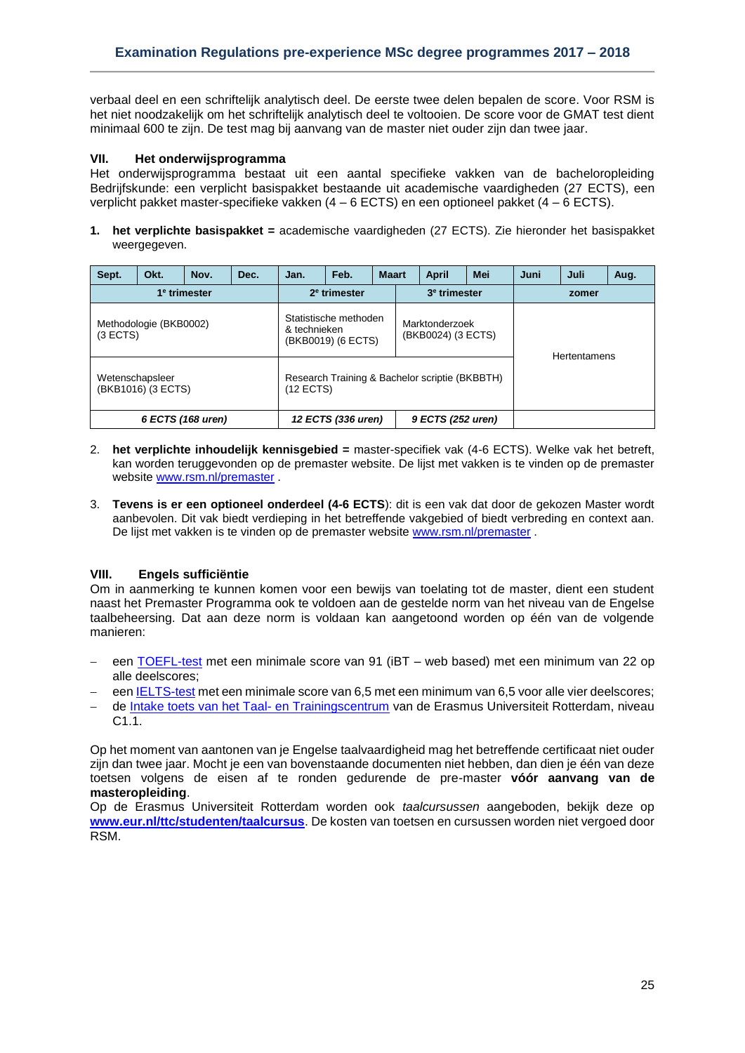verbaal deel en een schriftelijk analytisch deel. De eerste twee delen bepalen de score. Voor RSM is het niet noodzakelijk om het schriftelijk analytisch deel te voltooien. De score voor de GMAT test dient minimaal 600 te zijn. De test mag bij aanvang van de master niet ouder zijn dan twee jaar.

## VII. Het onderwijsprogramma

Het onderwijsprogramma bestaat uit een aantal specifieke vakken van de bacheloropleiding Bedrijfskunde: een verplicht basispakket bestaande uit academische vaardigheden (27 ECTS), een verplicht pakket master-specifieke vakken (4 – 6 ECTS) en een optioneel pakket (4 – 6 ECTS).

1. **het verplichte basispakket =** academische vaardigheden (27 ECTS). Zie hieronder het basispakket weergegeven.

| Sept. | Okt. | Nov. | Dec. | Jan. | Feb. | Maart | April | Mei | Juni | Juli | Aug. |
|---|---|---|---|---|---|---|---|---|---|---|---|
| 1e trimester | | | | 2e trimester | | 3e trimester | | | zomer | | |
| Methodologie (BKB0002) (3 ECTS) | | | | Statistische methoden & technieken (BKB0019) (6 ECTS) | | Marktonderzoek (BKB0024) (3 ECTS) | | | Hertentamens | | |
| Wetenschapsleer (BKB1016) (3 ECTS) | | | | Research Training & Bachelor scriptie (BKBBTH) (12 ECTS) | | | | | | | |
| *6 ECTS (168 uren)* | | | | *12 ECTS (336 uren)* | | *9 ECTS (252 uren)* | | | | | |

2. **het verplichte inhoudelijk kennisgebied =** master-specifiek vak (4-6 ECTS). Welke vak het betreft, kan worden teruggevonden op de premaster website. De lijst met vakken is te vinden op de premaster website www.rsm.nl/premaster .

3. **Tevens is er een optioneel onderdeel (4-6 ECTS**): dit is een vak dat door de gekozen Master wordt aanbevolen. Dit vak biedt verdieping in het betreffende vakgebied of biedt verbreding en context aan. De lijst met vakken is te vinden op de premaster website www.rsm.nl/premaster .

## VIII. Engels sufficiëntie

Om in aanmerking te kunnen komen voor een bewijs van toelating tot de master, dient een student naast het Premaster Programma ook te voldoen aan de gestelde norm van het niveau van de Engelse taalbeheersing. Dat aan deze norm is voldaan kan aangetoond worden op één van de volgende manieren:

- een TOEFL-test met een minimale score van 91 (iBT – web based) met een minimum van 22 op alle deelscores;
- een IELTS-test met een minimale score van 6,5 met een minimum van 6,5 voor alle vier deelscores;
- de Intake toets van het Taal- en Trainingscentrum van de Erasmus Universiteit Rotterdam, niveau C1.1.

Op het moment van aantonen van je Engelse taalvaardigheid mag het betreffende certificaat niet ouder zijn dan twee jaar. Mocht je een van bovenstaande documenten niet hebben, dan dien je één van deze toetsen volgens de eisen af te ronden gedurende de pre-master **vóór aanvang van de masteropleiding**.

Op de Erasmus Universiteit Rotterdam worden ook *taalcursussen* aangeboden, bekijk deze op **www.eur.nl/ttc/studenten/taalcursus**. De kosten van toetsen en cursussen worden niet vergoed door RSM.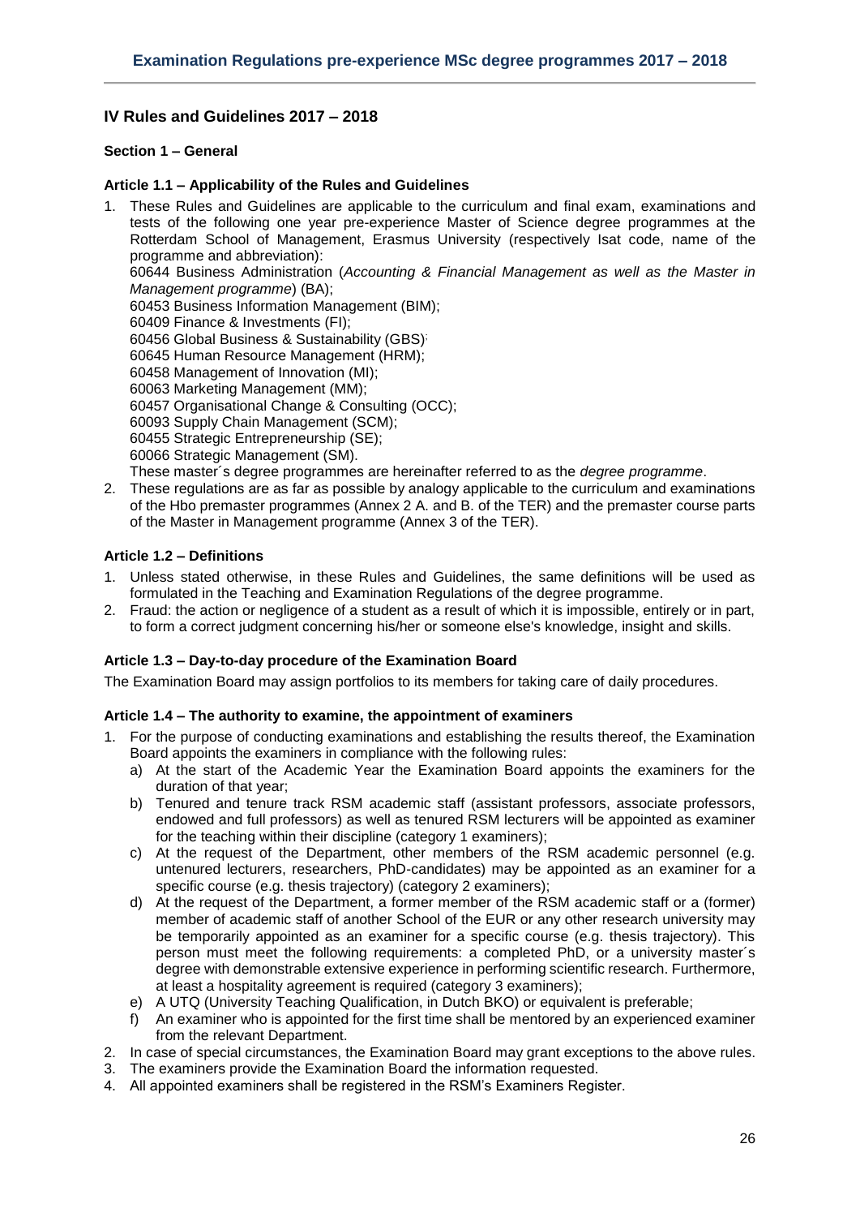## IV Rules and Guidelines 2017 – 2018

### Section 1 – General

#### Article 1.1 – Applicability of the Rules and Guidelines

1. These Rules and Guidelines are applicable to the curriculum and final exam, examinations and tests of the following one year pre-experience Master of Science degree programmes at the Rotterdam School of Management, Erasmus University (respectively Isat code, name of the programme and abbreviation):
   60644 Business Administration (*Accounting & Financial Management as well as the Master in Management programme*) (BA);
   60453 Business Information Management (BIM);
   60409 Finance & Investments (FI);
   60456 Global Business & Sustainability (GBS);
   60645 Human Resource Management (HRM);
   60458 Management of Innovation (MI);
   60063 Marketing Management (MM);
   60457 Organisational Change & Consulting (OCC);
   60093 Supply Chain Management (SCM);
   60455 Strategic Entrepreneurship (SE);
   60066 Strategic Management (SM).
   These master´s degree programmes are hereinafter referred to as the *degree programme*.
2. These regulations are as far as possible by analogy applicable to the curriculum and examinations of the Hbo premaster programmes (Annex 2 A. and B. of the TER) and the premaster course parts of the Master in Management programme (Annex 3 of the TER).

#### Article 1.2 – Definitions

1. Unless stated otherwise, in these Rules and Guidelines, the same definitions will be used as formulated in the Teaching and Examination Regulations of the degree programme.
2. Fraud: the action or negligence of a student as a result of which it is impossible, entirely or in part, to form a correct judgment concerning his/her or someone else's knowledge, insight and skills.

#### Article 1.3 – Day-to-day procedure of the Examination Board

The Examination Board may assign portfolios to its members for taking care of daily procedures.

#### Article 1.4 – The authority to examine, the appointment of examiners

1. For the purpose of conducting examinations and establishing the results thereof, the Examination Board appoints the examiners in compliance with the following rules:
   a) At the start of the Academic Year the Examination Board appoints the examiners for the duration of that year;
   b) Tenured and tenure track RSM academic staff (assistant professors, associate professors, endowed and full professors) as well as tenured RSM lecturers will be appointed as examiner for the teaching within their discipline (category 1 examiners);
   c) At the request of the Department, other members of the RSM academic personnel (e.g. untenured lecturers, researchers, PhD-candidates) may be appointed as an examiner for a specific course (e.g. thesis trajectory) (category 2 examiners);
   d) At the request of the Department, a former member of the RSM academic staff or a (former) member of academic staff of another School of the EUR or any other research university may be temporarily appointed as an examiner for a specific course (e.g. thesis trajectory). This person must meet the following requirements: a completed PhD, or a university master´s degree with demonstrable extensive experience in performing scientific research. Furthermore, at least a hospitality agreement is required (category 3 examiners);
   e) A UTQ (University Teaching Qualification, in Dutch BKO) or equivalent is preferable;
   f) An examiner who is appointed for the first time shall be mentored by an experienced examiner from the relevant Department.
2. In case of special circumstances, the Examination Board may grant exceptions to the above rules.
3. The examiners provide the Examination Board the information requested.
4. All appointed examiners shall be registered in the RSM's Examiners Register.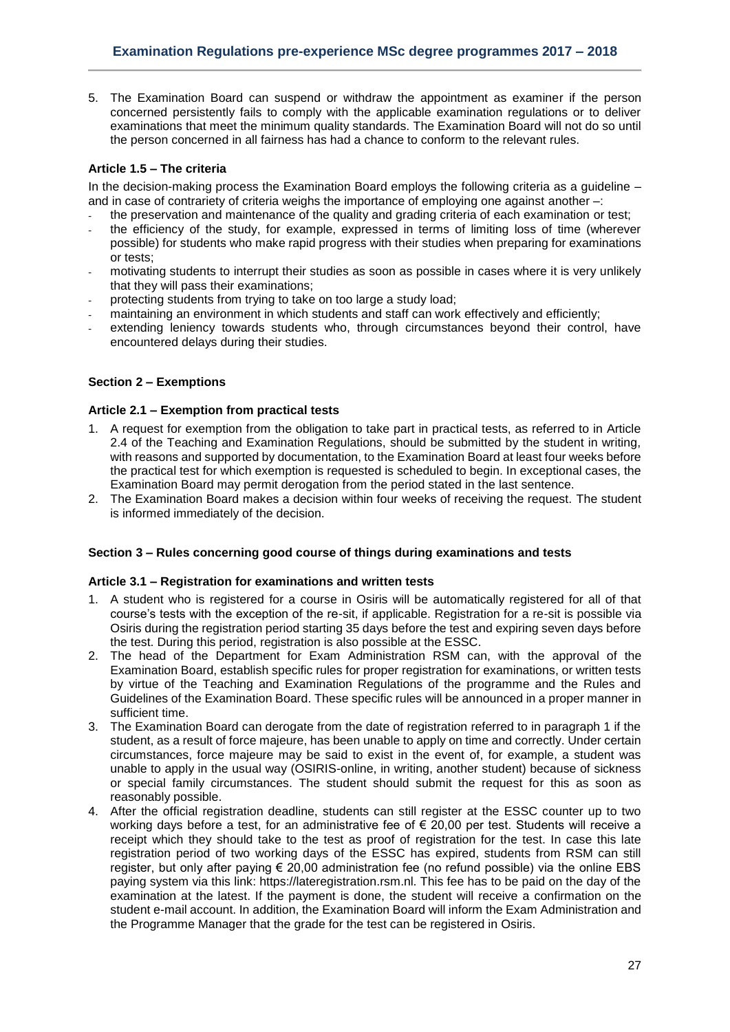5. The Examination Board can suspend or withdraw the appointment as examiner if the person concerned persistently fails to comply with the applicable examination regulations or to deliver examinations that meet the minimum quality standards. The Examination Board will not do so until the person concerned in all fairness has had a chance to conform to the relevant rules.

### Article 1.5 – The criteria

In the decision-making process the Examination Board employs the following criteria as a guideline – and in case of contrariety of criteria weighs the importance of employing one against another –:

- the preservation and maintenance of the quality and grading criteria of each examination or test;
- the efficiency of the study, for example, expressed in terms of limiting loss of time (wherever possible) for students who make rapid progress with their studies when preparing for examinations or tests;
- motivating students to interrupt their studies as soon as possible in cases where it is very unlikely that they will pass their examinations;
- protecting students from trying to take on too large a study load;
- maintaining an environment in which students and staff can work effectively and efficiently;
- extending leniency towards students who, through circumstances beyond their control, have encountered delays during their studies.

## Section 2 – Exemptions

### Article 2.1 – Exemption from practical tests

1. A request for exemption from the obligation to take part in practical tests, as referred to in Article 2.4 of the Teaching and Examination Regulations, should be submitted by the student in writing, with reasons and supported by documentation, to the Examination Board at least four weeks before the practical test for which exemption is requested is scheduled to begin. In exceptional cases, the Examination Board may permit derogation from the period stated in the last sentence.
2. The Examination Board makes a decision within four weeks of receiving the request. The student is informed immediately of the decision.

## Section 3 – Rules concerning good course of things during examinations and tests

### Article 3.1 – Registration for examinations and written tests

1. A student who is registered for a course in Osiris will be automatically registered for all of that course's tests with the exception of the re-sit, if applicable. Registration for a re-sit is possible via Osiris during the registration period starting 35 days before the test and expiring seven days before the test. During this period, registration is also possible at the ESSC.
2. The head of the Department for Exam Administration RSM can, with the approval of the Examination Board, establish specific rules for proper registration for examinations, or written tests by virtue of the Teaching and Examination Regulations of the programme and the Rules and Guidelines of the Examination Board. These specific rules will be announced in a proper manner in sufficient time.
3. The Examination Board can derogate from the date of registration referred to in paragraph 1 if the student, as a result of force majeure, has been unable to apply on time and correctly. Under certain circumstances, force majeure may be said to exist in the event of, for example, a student was unable to apply in the usual way (OSIRIS-online, in writing, another student) because of sickness or special family circumstances. The student should submit the request for this as soon as reasonably possible.
4. After the official registration deadline, students can still register at the ESSC counter up to two working days before a test, for an administrative fee of € 20,00 per test. Students will receive a receipt which they should take to the test as proof of registration for the test. In case this late registration period of two working days of the ESSC has expired, students from RSM can still register, but only after paying € 20,00 administration fee (no refund possible) via the online EBS paying system via this link: https://lateregistration.rsm.nl. This fee has to be paid on the day of the examination at the latest. If the payment is done, the student will receive a confirmation on the student e-mail account. In addition, the Examination Board will inform the Exam Administration and the Programme Manager that the grade for the test can be registered in Osiris.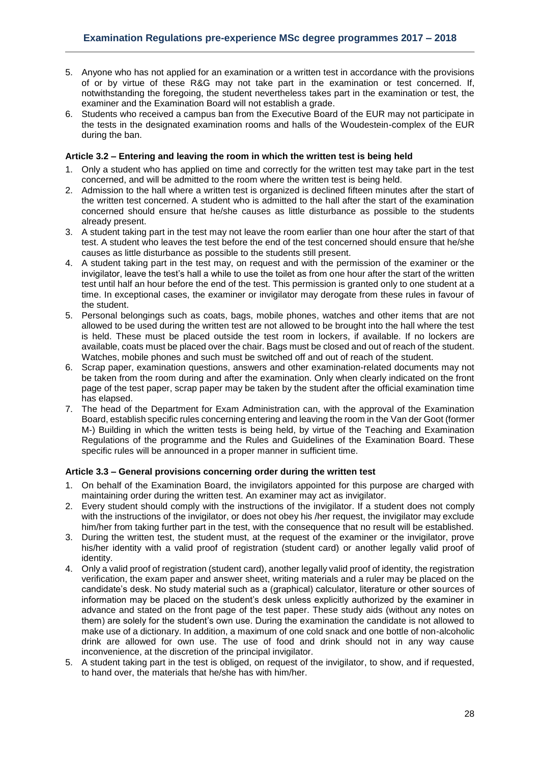5. Anyone who has not applied for an examination or a written test in accordance with the provisions of or by virtue of these R&G may not take part in the examination or test concerned. If, notwithstanding the foregoing, the student nevertheless takes part in the examination or test, the examiner and the Examination Board will not establish a grade.
6. Students who received a campus ban from the Executive Board of the EUR may not participate in the tests in the designated examination rooms and halls of the Woudestein-complex of the EUR during the ban.

#### Article 3.2 – Entering and leaving the room in which the written test is being held

1. Only a student who has applied on time and correctly for the written test may take part in the test concerned, and will be admitted to the room where the written test is being held.
2. Admission to the hall where a written test is organized is declined fifteen minutes after the start of the written test concerned. A student who is admitted to the hall after the start of the examination concerned should ensure that he/she causes as little disturbance as possible to the students already present.
3. A student taking part in the test may not leave the room earlier than one hour after the start of that test. A student who leaves the test before the end of the test concerned should ensure that he/she causes as little disturbance as possible to the students still present.
4. A student taking part in the test may, on request and with the permission of the examiner or the invigilator, leave the test's hall a while to use the toilet as from one hour after the start of the written test until half an hour before the end of the test. This permission is granted only to one student at a time. In exceptional cases, the examiner or invigilator may derogate from these rules in favour of the student.
5. Personal belongings such as coats, bags, mobile phones, watches and other items that are not allowed to be used during the written test are not allowed to be brought into the hall where the test is held. These must be placed outside the test room in lockers, if available. If no lockers are available, coats must be placed over the chair. Bags must be closed and out of reach of the student. Watches, mobile phones and such must be switched off and out of reach of the student.
6. Scrap paper, examination questions, answers and other examination-related documents may not be taken from the room during and after the examination. Only when clearly indicated on the front page of the test paper, scrap paper may be taken by the student after the official examination time has elapsed.
7. The head of the Department for Exam Administration can, with the approval of the Examination Board, establish specific rules concerning entering and leaving the room in the Van der Goot (former M-) Building in which the written tests is being held, by virtue of the Teaching and Examination Regulations of the programme and the Rules and Guidelines of the Examination Board. These specific rules will be announced in a proper manner in sufficient time.

#### Article 3.3 – General provisions concerning order during the written test

1. On behalf of the Examination Board, the invigilators appointed for this purpose are charged with maintaining order during the written test. An examiner may act as invigilator.
2. Every student should comply with the instructions of the invigilator. If a student does not comply with the instructions of the invigilator, or does not obey his /her request, the invigilator may exclude him/her from taking further part in the test, with the consequence that no result will be established.
3. During the written test, the student must, at the request of the examiner or the invigilator, prove his/her identity with a valid proof of registration (student card) or another legally valid proof of identity.
4. Only a valid proof of registration (student card), another legally valid proof of identity, the registration verification, the exam paper and answer sheet, writing materials and a ruler may be placed on the candidate's desk. No study material such as a (graphical) calculator, literature or other sources of information may be placed on the student's desk unless explicitly authorized by the examiner in advance and stated on the front page of the test paper. These study aids (without any notes on them) are solely for the student's own use. During the examination the candidate is not allowed to make use of a dictionary. In addition, a maximum of one cold snack and one bottle of non-alcoholic drink are allowed for own use. The use of food and drink should not in any way cause inconvenience, at the discretion of the principal invigilator.
5. A student taking part in the test is obliged, on request of the invigilator, to show, and if requested, to hand over, the materials that he/she has with him/her.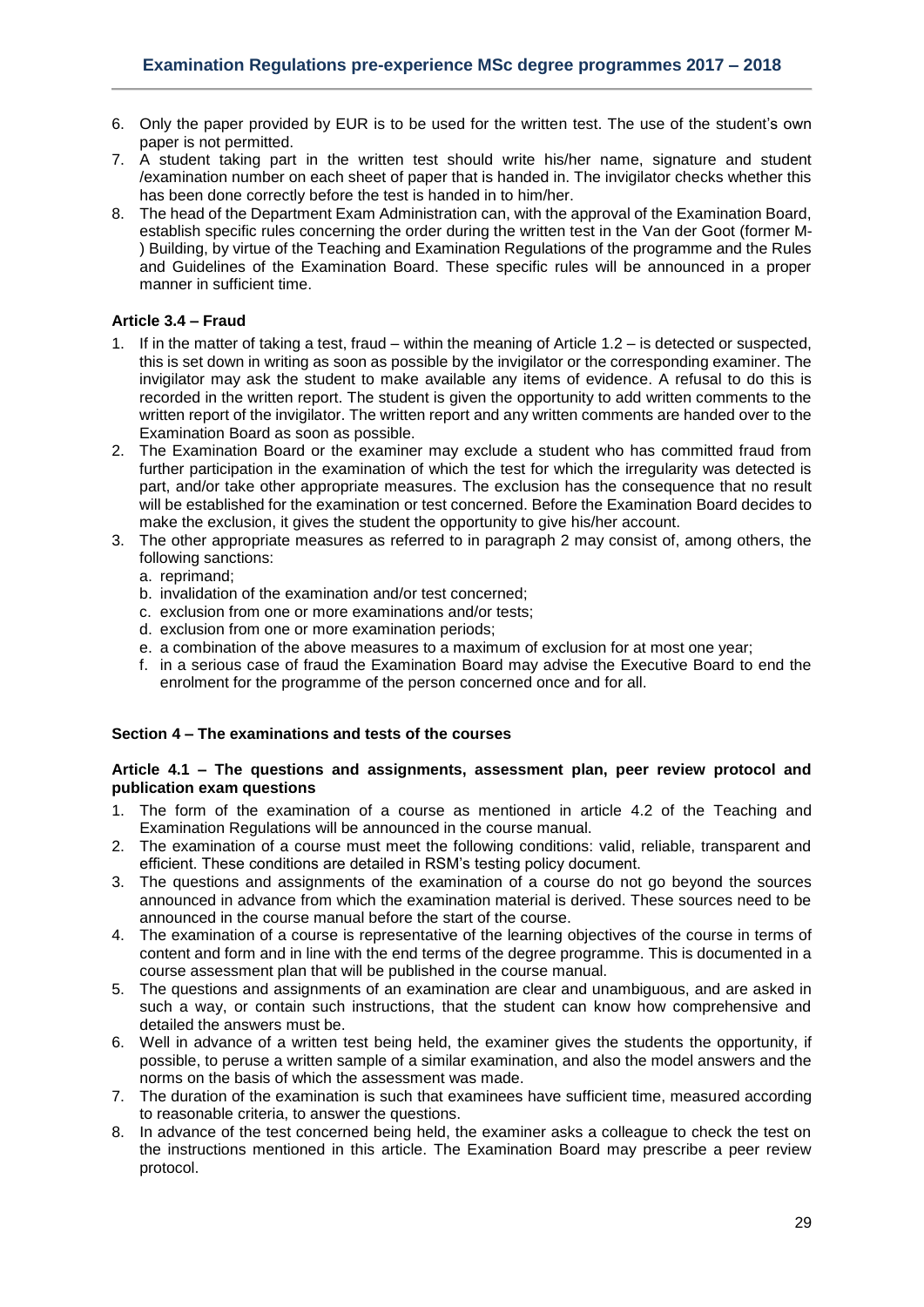6. Only the paper provided by EUR is to be used for the written test. The use of the student's own paper is not permitted.
7. A student taking part in the written test should write his/her name, signature and student /examination number on each sheet of paper that is handed in. The invigilator checks whether this has been done correctly before the test is handed in to him/her.
8. The head of the Department Exam Administration can, with the approval of the Examination Board, establish specific rules concerning the order during the written test in the Van der Goot (former M-) Building, by virtue of the Teaching and Examination Regulations of the programme and the Rules and Guidelines of the Examination Board. These specific rules will be announced in a proper manner in sufficient time.

**Article 3.4 – Fraud**

1. If in the matter of taking a test, fraud – within the meaning of Article 1.2 – is detected or suspected, this is set down in writing as soon as possible by the invigilator or the corresponding examiner. The invigilator may ask the student to make available any items of evidence. A refusal to do this is recorded in the written report. The student is given the opportunity to add written comments to the written report of the invigilator. The written report and any written comments are handed over to the Examination Board as soon as possible.
2. The Examination Board or the examiner may exclude a student who has committed fraud from further participation in the examination of which the test for which the irregularity was detected is part, and/or take other appropriate measures. The exclusion has the consequence that no result will be established for the examination or test concerned. Before the Examination Board decides to make the exclusion, it gives the student the opportunity to give his/her account.
3. The other appropriate measures as referred to in paragraph 2 may consist of, among others, the following sanctions:
   a. reprimand;
   b. invalidation of the examination and/or test concerned;
   c. exclusion from one or more examinations and/or tests;
   d. exclusion from one or more examination periods;
   e. a combination of the above measures to a maximum of exclusion for at most one year;
   f. in a serious case of fraud the Examination Board may advise the Executive Board to end the enrolment for the programme of the person concerned once and for all.

**Section 4 – The examinations and tests of the courses**

**Article 4.1 – The questions and assignments, assessment plan, peer review protocol and publication exam questions**

1. The form of the examination of a course as mentioned in article 4.2 of the Teaching and Examination Regulations will be announced in the course manual.
2. The examination of a course must meet the following conditions: valid, reliable, transparent and efficient. These conditions are detailed in RSM's testing policy document.
3. The questions and assignments of the examination of a course do not go beyond the sources announced in advance from which the examination material is derived. These sources need to be announced in the course manual before the start of the course.
4. The examination of a course is representative of the learning objectives of the course in terms of content and form and in line with the end terms of the degree programme. This is documented in a course assessment plan that will be published in the course manual.
5. The questions and assignments of an examination are clear and unambiguous, and are asked in such a way, or contain such instructions, that the student can know how comprehensive and detailed the answers must be.
6. Well in advance of a written test being held, the examiner gives the students the opportunity, if possible, to peruse a written sample of a similar examination, and also the model answers and the norms on the basis of which the assessment was made.
7. The duration of the examination is such that examinees have sufficient time, measured according to reasonable criteria, to answer the questions.
8. In advance of the test concerned being held, the examiner asks a colleague to check the test on the instructions mentioned in this article. The Examination Board may prescribe a peer review protocol.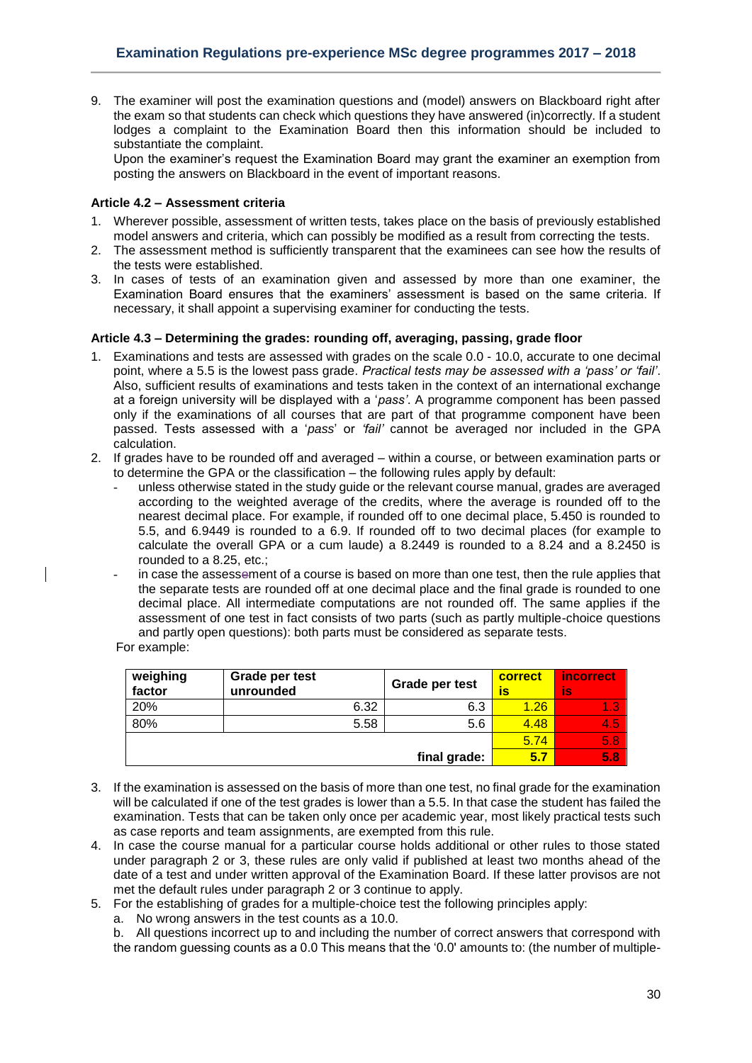9. The examiner will post the examination questions and (model) answers on Blackboard right after the exam so that students can check which questions they have answered (in)correctly. If a student lodges a complaint to the Examination Board then this information should be included to substantiate the complaint.
   Upon the examiner's request the Examination Board may grant the examiner an exemption from posting the answers on Blackboard in the event of important reasons.

#### Article 4.2 – Assessment criteria

1. Wherever possible, assessment of written tests, takes place on the basis of previously established model answers and criteria, which can possibly be modified as a result from correcting the tests.
2. The assessment method is sufficiently transparent that the examinees can see how the results of the tests were established.
3. In cases of tests of an examination given and assessed by more than one examiner, the Examination Board ensures that the examiners' assessment is based on the same criteria. If necessary, it shall appoint a supervising examiner for conducting the tests.

#### Article 4.3 – Determining the grades: rounding off, averaging, passing, grade floor

1. Examinations and tests are assessed with grades on the scale 0.0 - 10.0, accurate to one decimal point, where a 5.5 is the lowest pass grade. *Practical tests may be assessed with a 'pass' or 'fail'*. Also, sufficient results of examinations and tests taken in the context of an international exchange at a foreign university will be displayed with a '*pass'*. A programme component has been passed only if the examinations of all courses that are part of that programme component have been passed. Tests assessed with a '*pass*' or *'fail'* cannot be averaged nor included in the GPA calculation.
2. If grades have to be rounded off and averaged – within a course, or between examination parts or to determine the GPA or the classification – the following rules apply by default:
   - unless otherwise stated in the study guide or the relevant course manual, grades are averaged according to the weighted average of the credits, where the average is rounded off to the nearest decimal place. For example, if rounded off to one decimal place, 5.450 is rounded to 5.5, and 6.9449 is rounded to a 6.9. If rounded off to two decimal places (for example to calculate the overall GPA or a cum laude) a 8.2449 is rounded to a 8.24 and a 8.2450 is rounded to a 8.25, etc.;
   - in case the assessement of a course is based on more than one test, then the rule applies that the separate tests are rounded off at one decimal place and the final grade is rounded to one decimal place. All intermediate computations are not rounded off. The same applies if the assessment of one test in fact consists of two parts (such as partly multiple-choice questions and partly open questions): both parts must be considered as separate tests.

   For example:

| weighing factor | Grade per test unrounded | Grade per test | correct is | incorrect is |
|---|---|---|---|---|
| 20% | 6.32 | 6.3 | 1.26 | 1.3 |
| 80% | 5.58 | 5.6 | 4.48 | 4.5 |
| | | | 5.74 | 5.8 |
| | | final grade: | 5.7 | 5.8 |

3. If the examination is assessed on the basis of more than one test, no final grade for the examination will be calculated if one of the test grades is lower than a 5.5. In that case the student has failed the examination. Tests that can be taken only once per academic year, most likely practical tests such as case reports and team assignments, are exempted from this rule.
4. In case the course manual for a particular course holds additional or other rules to those stated under paragraph 2 or 3, these rules are only valid if published at least two months ahead of the date of a test and under written approval of the Examination Board. If these latter provisos are not met the default rules under paragraph 2 or 3 continue to apply.
5. For the establishing of grades for a multiple-choice test the following principles apply:
   a. No wrong answers in the test counts as a 10.0.
   b. All questions incorrect up to and including the number of correct answers that correspond with the random guessing counts as a 0.0 This means that the '0.0' amounts to: (the number of multiple-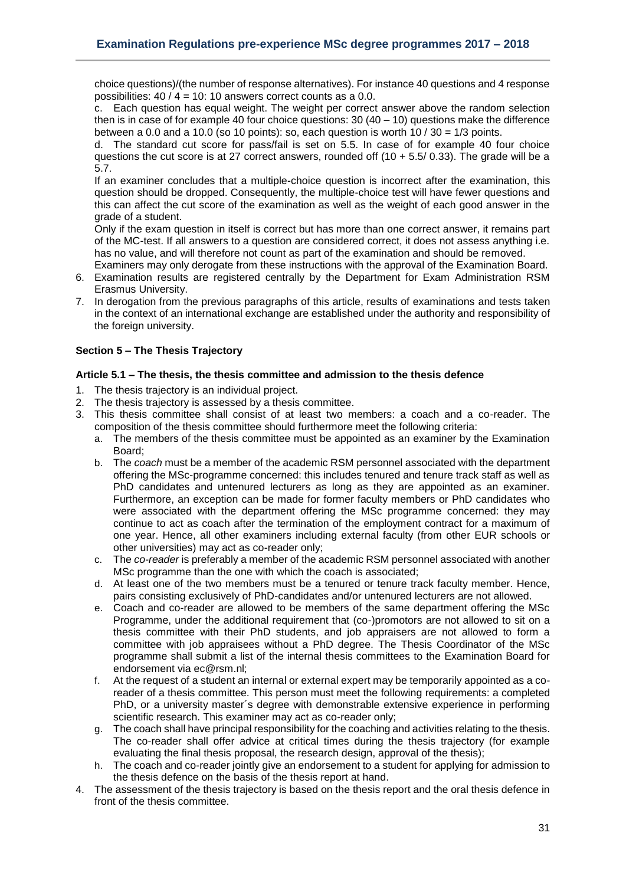choice questions)/(the number of response alternatives). For instance 40 questions and 4 response possibilities: 40 / 4 = 10: 10 answers correct counts as a 0.0.

c. Each question has equal weight. The weight per correct answer above the random selection then is in case of for example 40 four choice questions: 30 (40 – 10) questions make the difference between a 0.0 and a 10.0 (so 10 points): so, each question is worth 10 / 30 = 1/3 points.

d. The standard cut score for pass/fail is set on 5.5. In case of for example 40 four choice questions the cut score is at 27 correct answers, rounded off (10 + 5.5/ 0.33). The grade will be a 5.7.

If an examiner concludes that a multiple-choice question is incorrect after the examination, this question should be dropped. Consequently, the multiple-choice test will have fewer questions and this can affect the cut score of the examination as well as the weight of each good answer in the grade of a student.

Only if the exam question in itself is correct but has more than one correct answer, it remains part of the MC-test. If all answers to a question are considered correct, it does not assess anything i.e. has no value, and will therefore not count as part of the examination and should be removed.

Examiners may only derogate from these instructions with the approval of the Examination Board.

6. Examination results are registered centrally by the Department for Exam Administration RSM Erasmus University.
7. In derogation from the previous paragraphs of this article, results of examinations and tests taken in the context of an international exchange are established under the authority and responsibility of the foreign university.

## Section 5 – The Thesis Trajectory

### Article 5.1 – The thesis, the thesis committee and admission to the thesis defence

1. The thesis trajectory is an individual project.
2. The thesis trajectory is assessed by a thesis committee.
3. This thesis committee shall consist of at least two members: a coach and a co-reader. The composition of the thesis committee should furthermore meet the following criteria:
   a. The members of the thesis committee must be appointed as an examiner by the Examination Board;
   b. The *coach* must be a member of the academic RSM personnel associated with the department offering the MSc-programme concerned: this includes tenured and tenure track staff as well as PhD candidates and untenured lecturers as long as they are appointed as an examiner. Furthermore, an exception can be made for former faculty members or PhD candidates who were associated with the department offering the MSc programme concerned: they may continue to act as coach after the termination of the employment contract for a maximum of one year. Hence, all other examiners including external faculty (from other EUR schools or other universities) may act as co-reader only;
   c. The *co-reader* is preferably a member of the academic RSM personnel associated with another MSc programme than the one with which the coach is associated;
   d. At least one of the two members must be a tenured or tenure track faculty member. Hence, pairs consisting exclusively of PhD-candidates and/or untenured lecturers are not allowed.
   e. Coach and co-reader are allowed to be members of the same department offering the MSc Programme, under the additional requirement that (co-)promotors are not allowed to sit on a thesis committee with their PhD students, and job appraisers are not allowed to form a committee with job appraisees without a PhD degree. The Thesis Coordinator of the MSc programme shall submit a list of the internal thesis committees to the Examination Board for endorsement via ec@rsm.nl;
   f. At the request of a student an internal or external expert may be temporarily appointed as a co-reader of a thesis committee. This person must meet the following requirements: a completed PhD, or a university master´s degree with demonstrable extensive experience in performing scientific research. This examiner may act as co-reader only;
   g. The coach shall have principal responsibility for the coaching and activities relating to the thesis. The co-reader shall offer advice at critical times during the thesis trajectory (for example evaluating the final thesis proposal, the research design, approval of the thesis);
   h. The coach and co-reader jointly give an endorsement to a student for applying for admission to the thesis defence on the basis of the thesis report at hand.
4. The assessment of the thesis trajectory is based on the thesis report and the oral thesis defence in front of the thesis committee.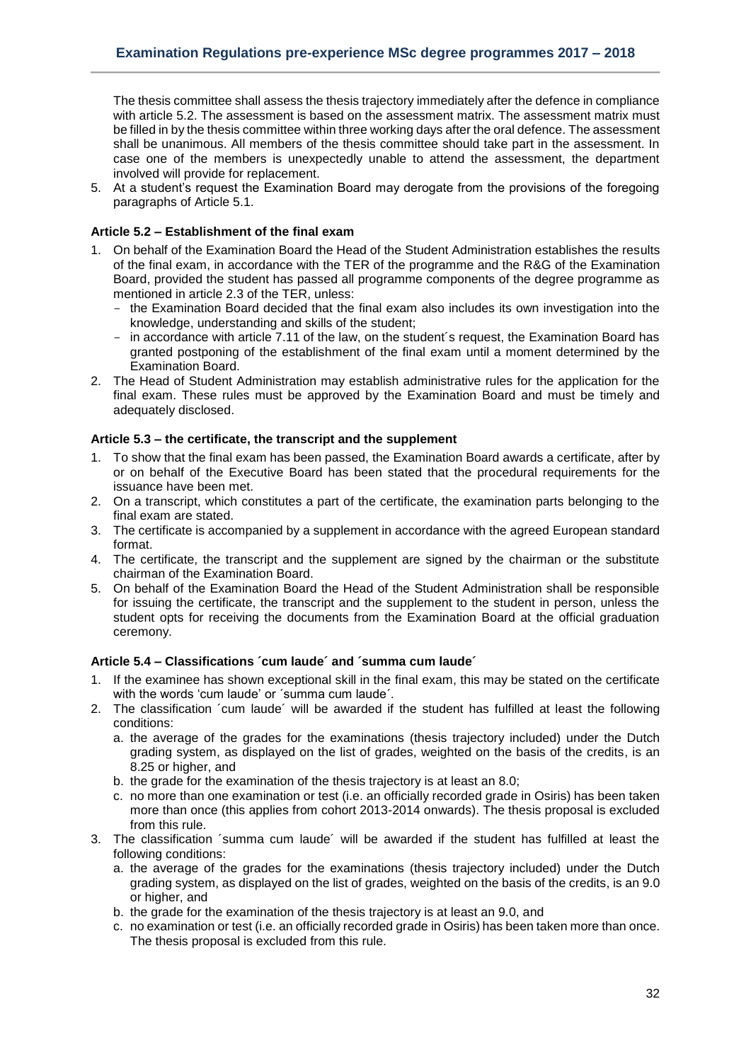The thesis committee shall assess the thesis trajectory immediately after the defence in compliance with article 5.2. The assessment is based on the assessment matrix. The assessment matrix must be filled in by the thesis committee within three working days after the oral defence. The assessment shall be unanimous. All members of the thesis committee should take part in the assessment. In case one of the members is unexpectedly unable to attend the assessment, the department involved will provide for replacement.

5. At a student's request the Examination Board may derogate from the provisions of the foregoing paragraphs of Article 5.1.

### Article 5.2 – Establishment of the final exam

1. On behalf of the Examination Board the Head of the Student Administration establishes the results of the final exam, in accordance with the TER of the programme and the R&G of the Examination Board, provided the student has passed all programme components of the degree programme as mentioned in article 2.3 of the TER, unless:
   - the Examination Board decided that the final exam also includes its own investigation into the knowledge, understanding and skills of the student;
   - in accordance with article 7.11 of the law, on the student´s request, the Examination Board has granted postponing of the establishment of the final exam until a moment determined by the Examination Board.
2. The Head of Student Administration may establish administrative rules for the application for the final exam. These rules must be approved by the Examination Board and must be timely and adequately disclosed.

### Article 5.3 – the certificate, the transcript and the supplement

1. To show that the final exam has been passed, the Examination Board awards a certificate, after by or on behalf of the Executive Board has been stated that the procedural requirements for the issuance have been met.
2. On a transcript, which constitutes a part of the certificate, the examination parts belonging to the final exam are stated.
3. The certificate is accompanied by a supplement in accordance with the agreed European standard format.
4. The certificate, the transcript and the supplement are signed by the chairman or the substitute chairman of the Examination Board.
5. On behalf of the Examination Board the Head of the Student Administration shall be responsible for issuing the certificate, the transcript and the supplement to the student in person, unless the student opts for receiving the documents from the Examination Board at the official graduation ceremony.

### Article 5.4 – Classifications ´cum laude´ and ´summa cum laude´

1. If the examinee has shown exceptional skill in the final exam, this may be stated on the certificate with the words 'cum laude' or ´summa cum laude´.
2. The classification ´cum laude´ will be awarded if the student has fulfilled at least the following conditions:
   a. the average of the grades for the examinations (thesis trajectory included) under the Dutch grading system, as displayed on the list of grades, weighted on the basis of the credits, is an 8.25 or higher, and
   b. the grade for the examination of the thesis trajectory is at least an 8.0;
   c. no more than one examination or test (i.e. an officially recorded grade in Osiris) has been taken more than once (this applies from cohort 2013-2014 onwards). The thesis proposal is excluded from this rule.
3. The classification ´summa cum laude´ will be awarded if the student has fulfilled at least the following conditions:
   a. the average of the grades for the examinations (thesis trajectory included) under the Dutch grading system, as displayed on the list of grades, weighted on the basis of the credits, is an 9.0 or higher, and
   b. the grade for the examination of the thesis trajectory is at least an 9.0, and
   c. no examination or test (i.e. an officially recorded grade in Osiris) has been taken more than once. The thesis proposal is excluded from this rule.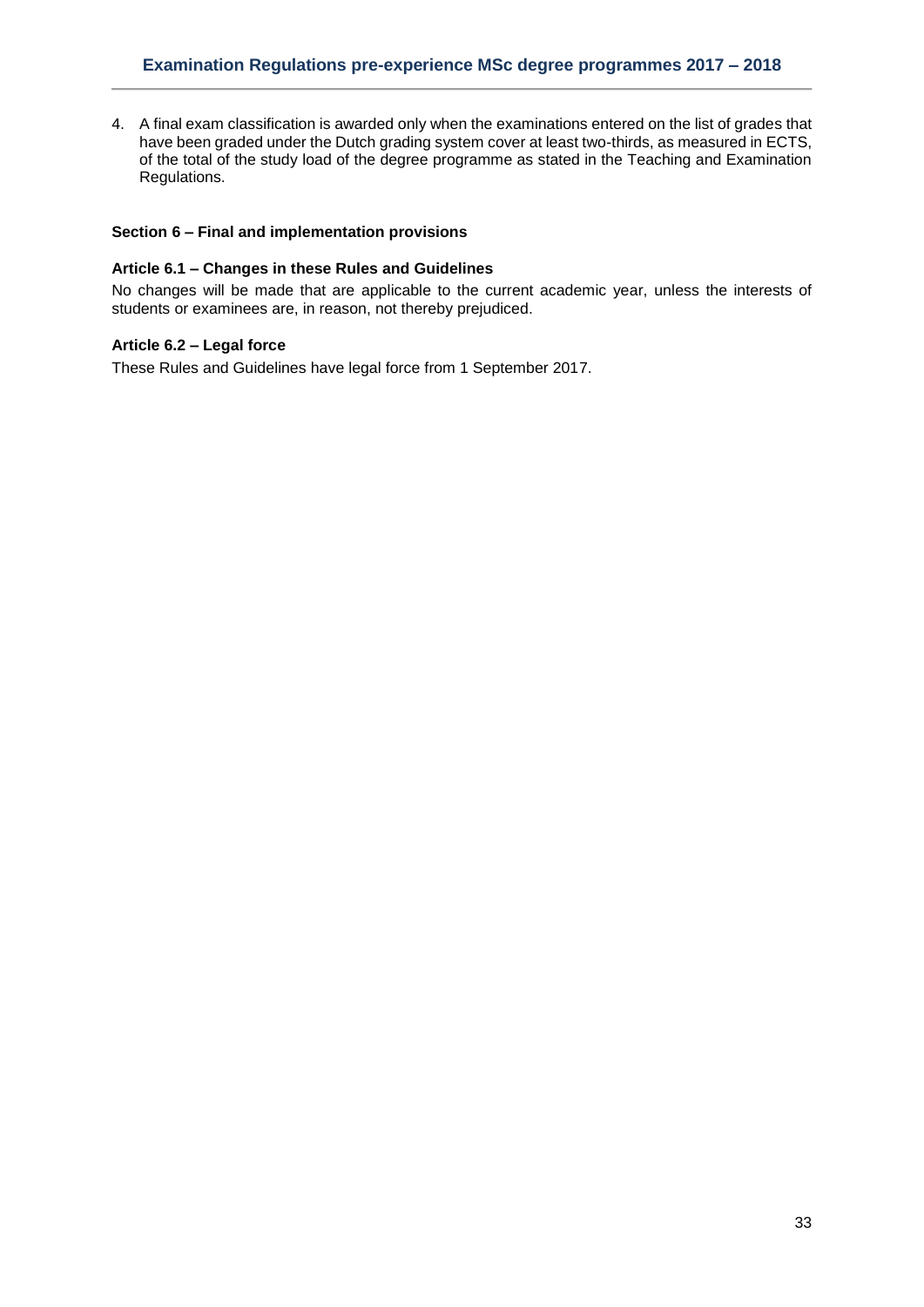4. A final exam classification is awarded only when the examinations entered on the list of grades that have been graded under the Dutch grading system cover at least two-thirds, as measured in ECTS, of the total of the study load of the degree programme as stated in the Teaching and Examination Regulations.

### Section 6 – Final and implementation provisions

#### Article 6.1 – Changes in these Rules and Guidelines

No changes will be made that are applicable to the current academic year, unless the interests of students or examinees are, in reason, not thereby prejudiced.

#### Article 6.2 – Legal force

These Rules and Guidelines have legal force from 1 September 2017.